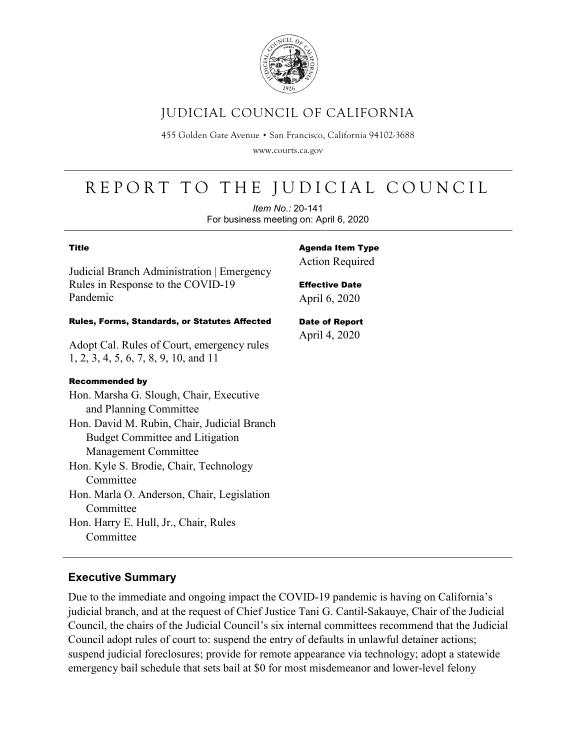# JUDICIAL COUNCIL OF CALIFORNIA

455 Golden Gate Avenue • San Francisco, California 94102-3688

www.courts.ca.gov

# REPORT TO THE JUDICIAL COUNCIL

*Item No.:* 20-141
For business meeting on: April 6, 2020

**Title**

Judicial Branch Administration | Emergency Rules in Response to the COVID-19 Pandemic

**Rules, Forms, Standards, or Statutes Affected**

Adopt Cal. Rules of Court, emergency rules 1, 2, 3, 4, 5, 6, 7, 8, 9, 10, and 11

**Recommended by**

Hon. Marsha G. Slough, Chair, Executive and Planning Committee
Hon. David M. Rubin, Chair, Judicial Branch Budget Committee and Litigation Management Committee
Hon. Kyle S. Brodie, Chair, Technology Committee
Hon. Marla O. Anderson, Chair, Legislation Committee
Hon. Harry E. Hull, Jr., Chair, Rules Committee

**Agenda Item Type**

Action Required

**Effective Date**

April 6, 2020

**Date of Report**

April 4, 2020

## Executive Summary

Due to the immediate and ongoing impact the COVID-19 pandemic is having on California's judicial branch, and at the request of Chief Justice Tani G. Cantil-Sakauye, Chair of the Judicial Council, the chairs of the Judicial Council's six internal committees recommend that the Judicial Council adopt rules of court to: suspend the entry of defaults in unlawful detainer actions; suspend judicial foreclosures; provide for remote appearance via technology; adopt a statewide emergency bail schedule that sets bail at $0 for most misdemeanor and lower-level felony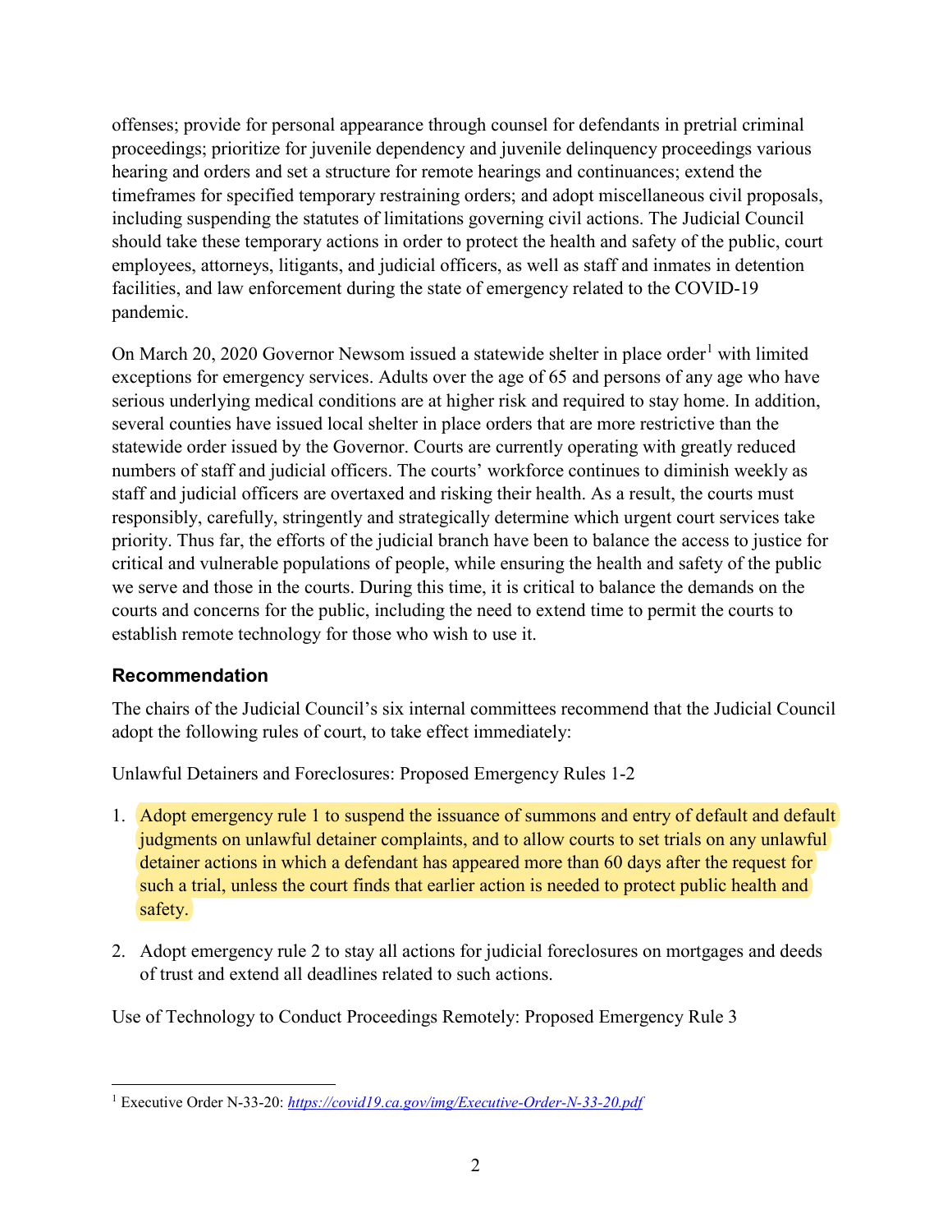offenses; provide for personal appearance through counsel for defendants in pretrial criminal proceedings; prioritize for juvenile dependency and juvenile delinquency proceedings various hearing and orders and set a structure for remote hearings and continuances; extend the timeframes for specified temporary restraining orders; and adopt miscellaneous civil proposals, including suspending the statutes of limitations governing civil actions. The Judicial Council should take these temporary actions in order to protect the health and safety of the public, court employees, attorneys, litigants, and judicial officers, as well as staff and inmates in detention facilities, and law enforcement during the state of emergency related to the COVID-19 pandemic.

On March 20, 2020 Governor Newsom issued a statewide shelter in place order[1] with limited exceptions for emergency services. Adults over the age of 65 and persons of any age who have serious underlying medical conditions are at higher risk and required to stay home. In addition, several counties have issued local shelter in place orders that are more restrictive than the statewide order issued by the Governor. Courts are currently operating with greatly reduced numbers of staff and judicial officers. The courts' workforce continues to diminish weekly as staff and judicial officers are overtaxed and risking their health. As a result, the courts must responsibly, carefully, stringently and strategically determine which urgent court services take priority. Thus far, the efforts of the judicial branch have been to balance the access to justice for critical and vulnerable populations of people, while ensuring the health and safety of the public we serve and those in the courts. During this time, it is critical to balance the demands on the courts and concerns for the public, including the need to extend time to permit the courts to establish remote technology for those who wish to use it.

## Recommendation

The chairs of the Judicial Council's six internal committees recommend that the Judicial Council adopt the following rules of court, to take effect immediately:

Unlawful Detainers and Foreclosures: Proposed Emergency Rules 1-2

1. Adopt emergency rule 1 to suspend the issuance of summons and entry of default and default judgments on unlawful detainer complaints, and to allow courts to set trials on any unlawful detainer actions in which a defendant has appeared more than 60 days after the request for such a trial, unless the court finds that earlier action is needed to protect public health and safety.

2. Adopt emergency rule 2 to stay all actions for judicial foreclosures on mortgages and deeds of trust and extend all deadlines related to such actions.

Use of Technology to Conduct Proceedings Remotely: Proposed Emergency Rule 3

[1] Executive Order N-33-20: *https://covid19.ca.gov/img/Executive-Order-N-33-20.pdf*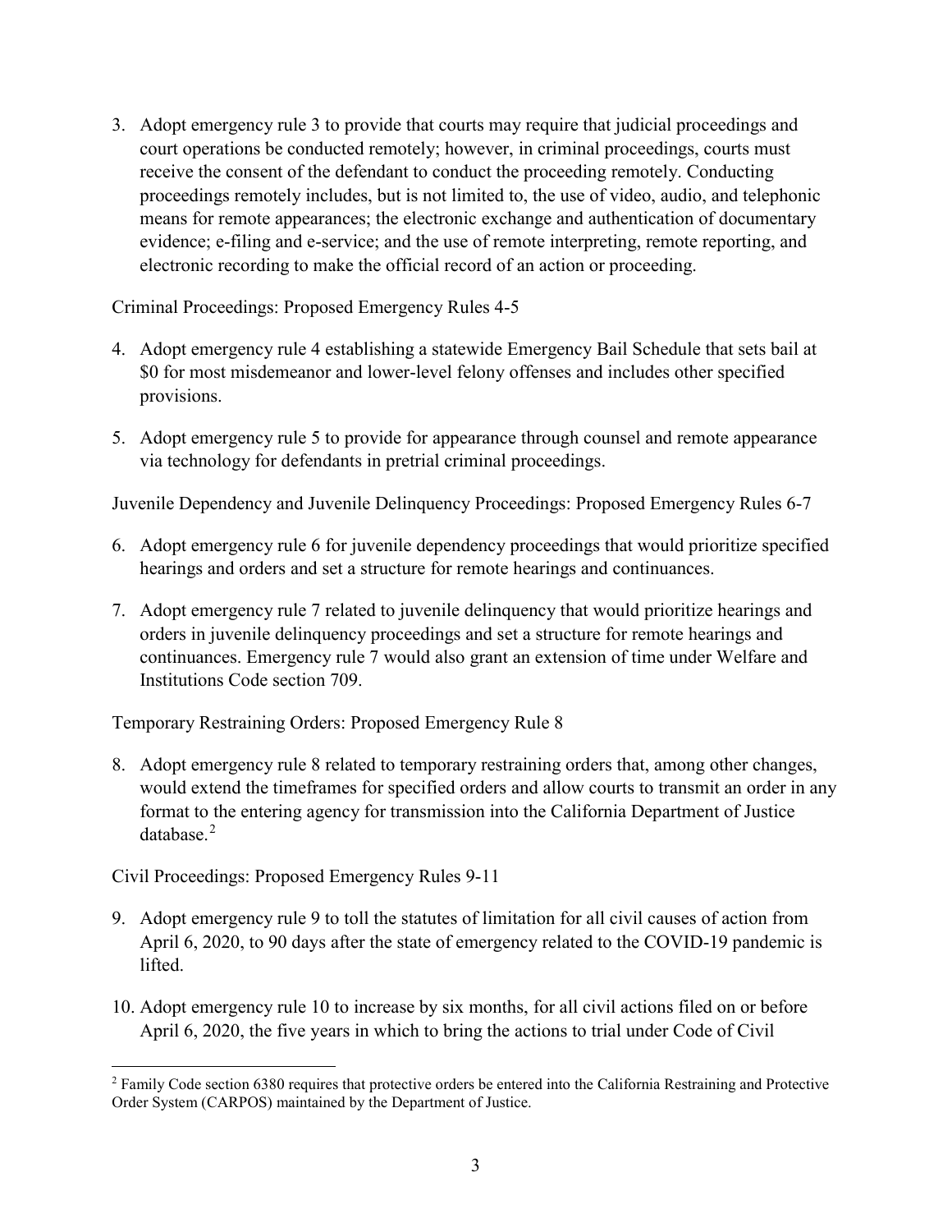3. Adopt emergency rule 3 to provide that courts may require that judicial proceedings and court operations be conducted remotely; however, in criminal proceedings, courts must receive the consent of the defendant to conduct the proceeding remotely. Conducting proceedings remotely includes, but is not limited to, the use of video, audio, and telephonic means for remote appearances; the electronic exchange and authentication of documentary evidence; e-filing and e-service; and the use of remote interpreting, remote reporting, and electronic recording to make the official record of an action or proceeding.

Criminal Proceedings: Proposed Emergency Rules 4-5

4. Adopt emergency rule 4 establishing a statewide Emergency Bail Schedule that sets bail at $0 for most misdemeanor and lower-level felony offenses and includes other specified provisions.

5. Adopt emergency rule 5 to provide for appearance through counsel and remote appearance via technology for defendants in pretrial criminal proceedings.

Juvenile Dependency and Juvenile Delinquency Proceedings: Proposed Emergency Rules 6-7

6. Adopt emergency rule 6 for juvenile dependency proceedings that would prioritize specified hearings and orders and set a structure for remote hearings and continuances.

7. Adopt emergency rule 7 related to juvenile delinquency that would prioritize hearings and orders in juvenile delinquency proceedings and set a structure for remote hearings and continuances. Emergency rule 7 would also grant an extension of time under Welfare and Institutions Code section 709.

Temporary Restraining Orders: Proposed Emergency Rule 8

8. Adopt emergency rule 8 related to temporary restraining orders that, among other changes, would extend the timeframes for specified orders and allow courts to transmit an order in any format to the entering agency for transmission into the California Department of Justice database.[2]

Civil Proceedings: Proposed Emergency Rules 9-11

9. Adopt emergency rule 9 to toll the statutes of limitation for all civil causes of action from April 6, 2020, to 90 days after the state of emergency related to the COVID-19 pandemic is lifted.

10. Adopt emergency rule 10 to increase by six months, for all civil actions filed on or before April 6, 2020, the five years in which to bring the actions to trial under Code of Civil

---

[2] Family Code section 6380 requires that protective orders be entered into the California Restraining and Protective Order System (CARPOS) maintained by the Department of Justice.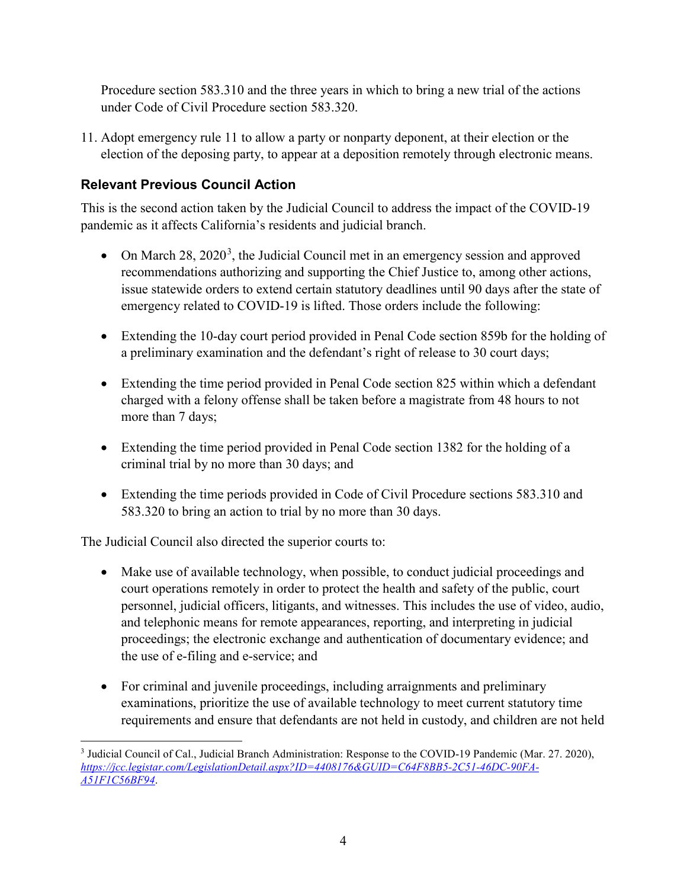Procedure section 583.310 and the three years in which to bring a new trial of the actions under Code of Civil Procedure section 583.320.

11. Adopt emergency rule 11 to allow a party or nonparty deponent, at their election or the election of the deposing party, to appear at a deposition remotely through electronic means.

### Relevant Previous Council Action

This is the second action taken by the Judicial Council to address the impact of the COVID-19 pandemic as it affects California's residents and judicial branch.

- On March 28, 2020[3], the Judicial Council met in an emergency session and approved recommendations authorizing and supporting the Chief Justice to, among other actions, issue statewide orders to extend certain statutory deadlines until 90 days after the state of emergency related to COVID-19 is lifted. Those orders include the following:

- Extending the 10-day court period provided in Penal Code section 859b for the holding of a preliminary examination and the defendant's right of release to 30 court days;

- Extending the time period provided in Penal Code section 825 within which a defendant charged with a felony offense shall be taken before a magistrate from 48 hours to not more than 7 days;

- Extending the time period provided in Penal Code section 1382 for the holding of a criminal trial by no more than 30 days; and

- Extending the time periods provided in Code of Civil Procedure sections 583.310 and 583.320 to bring an action to trial by no more than 30 days.

The Judicial Council also directed the superior courts to:

- Make use of available technology, when possible, to conduct judicial proceedings and court operations remotely in order to protect the health and safety of the public, court personnel, judicial officers, litigants, and witnesses. This includes the use of video, audio, and telephonic means for remote appearances, reporting, and interpreting in judicial proceedings; the electronic exchange and authentication of documentary evidence; and the use of e-filing and e-service; and

- For criminal and juvenile proceedings, including arraignments and preliminary examinations, prioritize the use of available technology to meet current statutory time requirements and ensure that defendants are not held in custody, and children are not held

---

[3] Judicial Council of Cal., Judicial Branch Administration: Response to the COVID-19 Pandemic (Mar. 27. 2020), *https://jcc.legistar.com/LegislationDetail.aspx?ID=4408176&GUID=C64F8BB5-2C51-46DC-90FA-A51F1C56BF94*.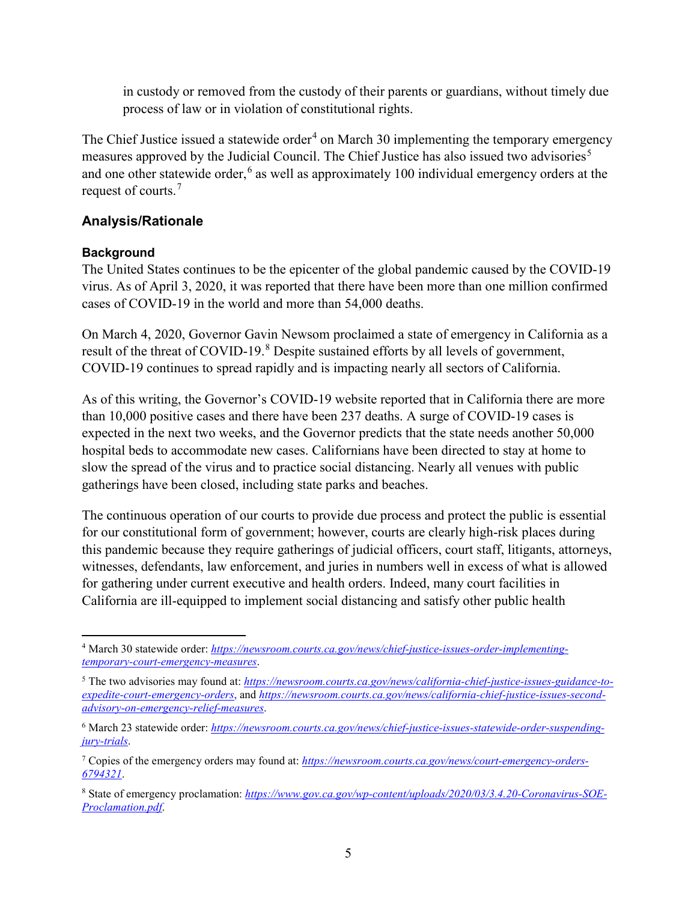in custody or removed from the custody of their parents or guardians, without timely due process of law or in violation of constitutional rights.

The Chief Justice issued a statewide order[4] on March 30 implementing the temporary emergency measures approved by the Judicial Council. The Chief Justice has also issued two advisories[5] and one other statewide order,[6] as well as approximately 100 individual emergency orders at the request of courts.[7]

## Analysis/Rationale

### Background

The United States continues to be the epicenter of the global pandemic caused by the COVID-19 virus. As of April 3, 2020, it was reported that there have been more than one million confirmed cases of COVID-19 in the world and more than 54,000 deaths.

On March 4, 2020, Governor Gavin Newsom proclaimed a state of emergency in California as a result of the threat of COVID-19.[8] Despite sustained efforts by all levels of government, COVID-19 continues to spread rapidly and is impacting nearly all sectors of California.

As of this writing, the Governor's COVID-19 website reported that in California there are more than 10,000 positive cases and there have been 237 deaths. A surge of COVID-19 cases is expected in the next two weeks, and the Governor predicts that the state needs another 50,000 hospital beds to accommodate new cases. Californians have been directed to stay at home to slow the spread of the virus and to practice social distancing. Nearly all venues with public gatherings have been closed, including state parks and beaches.

The continuous operation of our courts to provide due process and protect the public is essential for our constitutional form of government; however, courts are clearly high-risk places during this pandemic because they require gatherings of judicial officers, court staff, litigants, attorneys, witnesses, defendants, law enforcement, and juries in numbers well in excess of what is allowed for gathering under current executive and health orders. Indeed, many court facilities in California are ill-equipped to implement social distancing and satisfy other public health

---

[4] March 30 statewide order: *https://newsroom.courts.ca.gov/news/chief-justice-issues-order-implementing-temporary-court-emergency-measures*.

[5] The two advisories may found at: *https://newsroom.courts.ca.gov/news/california-chief-justice-issues-guidance-to-expedite-court-emergency-orders*, and *https://newsroom.courts.ca.gov/news/california-chief-justice-issues-second-advisory-on-emergency-relief-measures*.

[6] March 23 statewide order: *https://newsroom.courts.ca.gov/news/chief-justice-issues-statewide-order-suspending-jury-trials*.

[7] Copies of the emergency orders may found at: *https://newsroom.courts.ca.gov/news/court-emergency-orders-6794321*.

[8] State of emergency proclamation: *https://www.gov.ca.gov/wp-content/uploads/2020/03/3.4.20-Coronavirus-SOE-Proclamation.pdf*.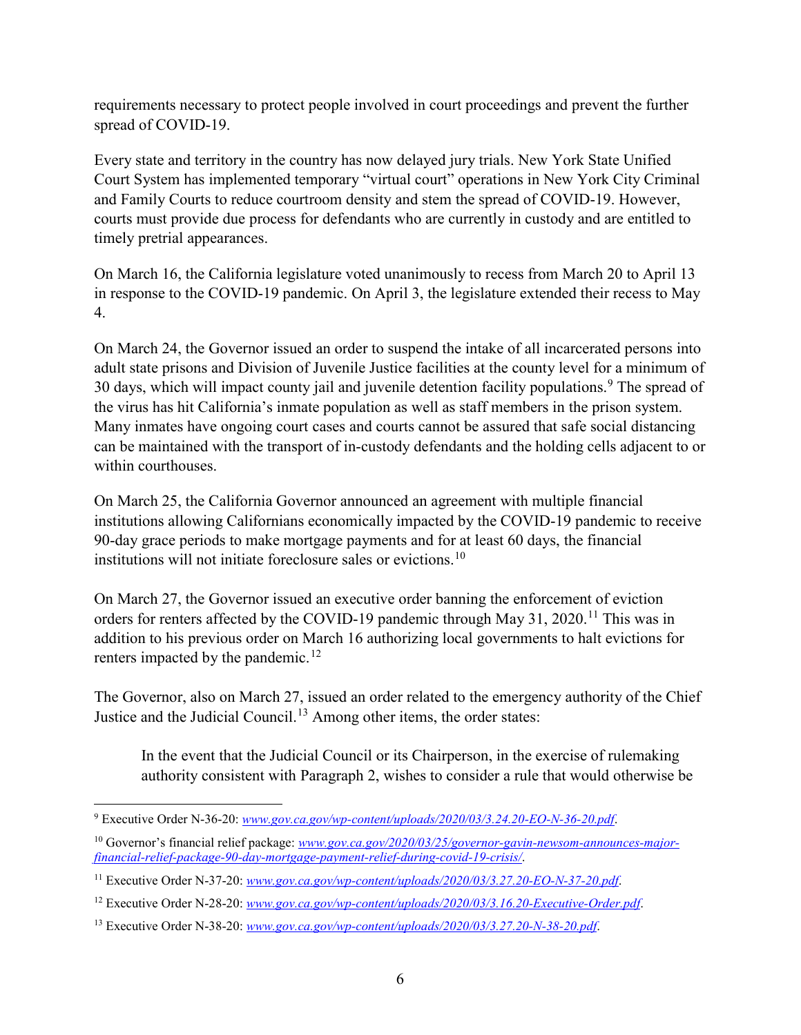requirements necessary to protect people involved in court proceedings and prevent the further spread of COVID-19.

Every state and territory in the country has now delayed jury trials. New York State Unified Court System has implemented temporary "virtual court" operations in New York City Criminal and Family Courts to reduce courtroom density and stem the spread of COVID-19. However, courts must provide due process for defendants who are currently in custody and are entitled to timely pretrial appearances.

On March 16, the California legislature voted unanimously to recess from March 20 to April 13 in response to the COVID-19 pandemic. On April 3, the legislature extended their recess to May 4.

On March 24, the Governor issued an order to suspend the intake of all incarcerated persons into adult state prisons and Division of Juvenile Justice facilities at the county level for a minimum of 30 days, which will impact county jail and juvenile detention facility populations.[9] The spread of the virus has hit California's inmate population as well as staff members in the prison system. Many inmates have ongoing court cases and courts cannot be assured that safe social distancing can be maintained with the transport of in-custody defendants and the holding cells adjacent to or within courthouses.

On March 25, the California Governor announced an agreement with multiple financial institutions allowing Californians economically impacted by the COVID-19 pandemic to receive 90-day grace periods to make mortgage payments and for at least 60 days, the financial institutions will not initiate foreclosure sales or evictions.[10]

On March 27, the Governor issued an executive order banning the enforcement of eviction orders for renters affected by the COVID-19 pandemic through May 31, 2020.[11] This was in addition to his previous order on March 16 authorizing local governments to halt evictions for renters impacted by the pandemic.[12]

The Governor, also on March 27, issued an order related to the emergency authority of the Chief Justice and the Judicial Council.[13] Among other items, the order states:

> In the event that the Judicial Council or its Chairperson, in the exercise of rulemaking authority consistent with Paragraph 2, wishes to consider a rule that would otherwise be

---

[9] Executive Order N-36-20: *www.gov.ca.gov/wp-content/uploads/2020/03/3.24.20-EO-N-36-20.pdf*.

[10] Governor's financial relief package: *www.gov.ca.gov/2020/03/25/governor-gavin-newsom-announces-major-financial-relief-package-90-day-mortgage-payment-relief-during-covid-19-crisis/*.

[11] Executive Order N-37-20: *www.gov.ca.gov/wp-content/uploads/2020/03/3.27.20-EO-N-37-20.pdf*.

[12] Executive Order N-28-20: *www.gov.ca.gov/wp-content/uploads/2020/03/3.16.20-Executive-Order.pdf*.

[13] Executive Order N-38-20: *www.gov.ca.gov/wp-content/uploads/2020/03/3.27.20-N-38-20.pdf*.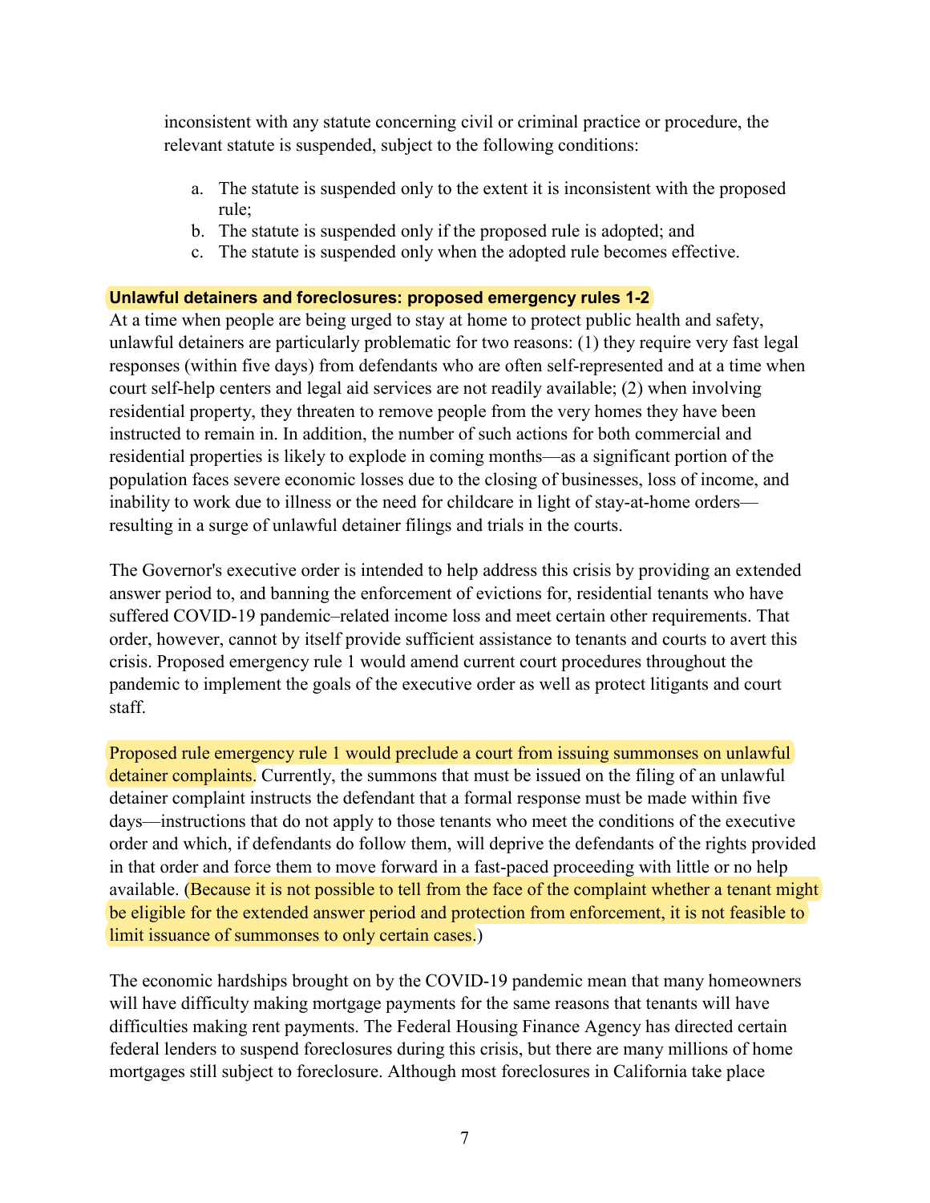inconsistent with any statute concerning civil or criminal practice or procedure, the relevant statute is suspended, subject to the following conditions:

a. The statute is suspended only to the extent it is inconsistent with the proposed rule;
b. The statute is suspended only if the proposed rule is adopted; and
c. The statute is suspended only when the adopted rule becomes effective.

**Unlawful detainers and foreclosures: proposed emergency rules 1-2**

At a time when people are being urged to stay at home to protect public health and safety, unlawful detainers are particularly problematic for two reasons: (1) they require very fast legal responses (within five days) from defendants who are often self-represented and at a time when court self-help centers and legal aid services are not readily available; (2) when involving residential property, they threaten to remove people from the very homes they have been instructed to remain in. In addition, the number of such actions for both commercial and residential properties is likely to explode in coming months—as a significant portion of the population faces severe economic losses due to the closing of businesses, loss of income, and inability to work due to illness or the need for childcare in light of stay-at-home orders—resulting in a surge of unlawful detainer filings and trials in the courts.

The Governor's executive order is intended to help address this crisis by providing an extended answer period to, and banning the enforcement of evictions for, residential tenants who have suffered COVID-19 pandemic–related income loss and meet certain other requirements. That order, however, cannot by itself provide sufficient assistance to tenants and courts to avert this crisis. Proposed emergency rule 1 would amend current court procedures throughout the pandemic to implement the goals of the executive order as well as protect litigants and court staff.

Proposed rule emergency rule 1 would preclude a court from issuing summonses on unlawful detainer complaints. Currently, the summons that must be issued on the filing of an unlawful detainer complaint instructs the defendant that a formal response must be made within five days—instructions that do not apply to those tenants who meet the conditions of the executive order and which, if defendants do follow them, will deprive the defendants of the rights provided in that order and force them to move forward in a fast-paced proceeding with little or no help available. (Because it is not possible to tell from the face of the complaint whether a tenant might be eligible for the extended answer period and protection from enforcement, it is not feasible to limit issuance of summonses to only certain cases.)

The economic hardships brought on by the COVID-19 pandemic mean that many homeowners will have difficulty making mortgage payments for the same reasons that tenants will have difficulties making rent payments. The Federal Housing Finance Agency has directed certain federal lenders to suspend foreclosures during this crisis, but there are many millions of home mortgages still subject to foreclosure. Although most foreclosures in California take place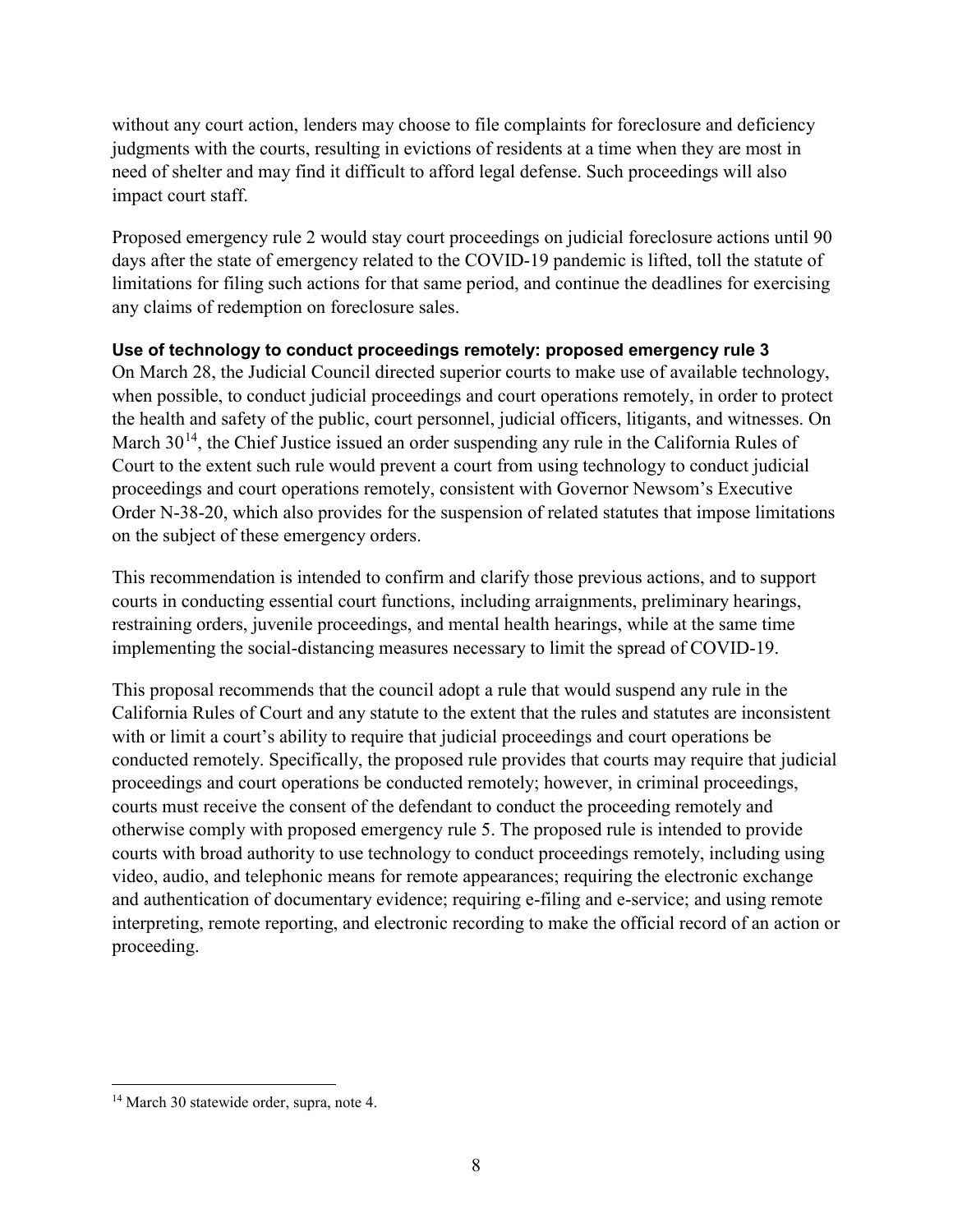without any court action, lenders may choose to file complaints for foreclosure and deficiency judgments with the courts, resulting in evictions of residents at a time when they are most in need of shelter and may find it difficult to afford legal defense. Such proceedings will also impact court staff.

Proposed emergency rule 2 would stay court proceedings on judicial foreclosure actions until 90 days after the state of emergency related to the COVID-19 pandemic is lifted, toll the statute of limitations for filing such actions for that same period, and continue the deadlines for exercising any claims of redemption on foreclosure sales.

#### Use of technology to conduct proceedings remotely: proposed emergency rule 3

On March 28, the Judicial Council directed superior courts to make use of available technology, when possible, to conduct judicial proceedings and court operations remotely, in order to protect the health and safety of the public, court personnel, judicial officers, litigants, and witnesses. On March 30[14], the Chief Justice issued an order suspending any rule in the California Rules of Court to the extent such rule would prevent a court from using technology to conduct judicial proceedings and court operations remotely, consistent with Governor Newsom's Executive Order N-38-20, which also provides for the suspension of related statutes that impose limitations on the subject of these emergency orders.

This recommendation is intended to confirm and clarify those previous actions, and to support courts in conducting essential court functions, including arraignments, preliminary hearings, restraining orders, juvenile proceedings, and mental health hearings, while at the same time implementing the social-distancing measures necessary to limit the spread of COVID-19.

This proposal recommends that the council adopt a rule that would suspend any rule in the California Rules of Court and any statute to the extent that the rules and statutes are inconsistent with or limit a court's ability to require that judicial proceedings and court operations be conducted remotely. Specifically, the proposed rule provides that courts may require that judicial proceedings and court operations be conducted remotely; however, in criminal proceedings, courts must receive the consent of the defendant to conduct the proceeding remotely and otherwise comply with proposed emergency rule 5. The proposed rule is intended to provide courts with broad authority to use technology to conduct proceedings remotely, including using video, audio, and telephonic means for remote appearances; requiring the electronic exchange and authentication of documentary evidence; requiring e-filing and e-service; and using remote interpreting, remote reporting, and electronic recording to make the official record of an action or proceeding.

[14] March 30 statewide order, supra, note 4.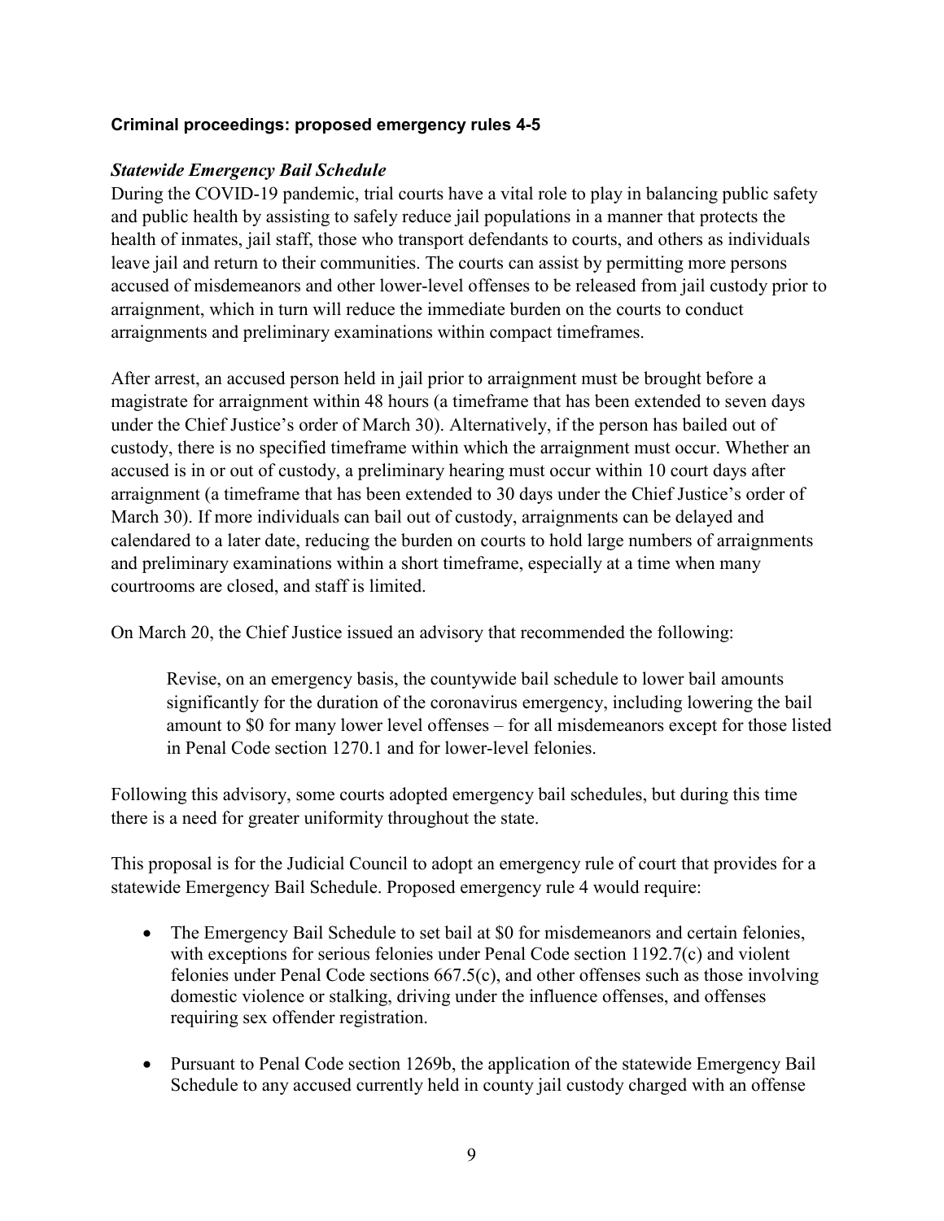### Criminal proceedings: proposed emergency rules 4-5

#### *Statewide Emergency Bail Schedule*

During the COVID-19 pandemic, trial courts have a vital role to play in balancing public safety and public health by assisting to safely reduce jail populations in a manner that protects the health of inmates, jail staff, those who transport defendants to courts, and others as individuals leave jail and return to their communities. The courts can assist by permitting more persons accused of misdemeanors and other lower-level offenses to be released from jail custody prior to arraignment, which in turn will reduce the immediate burden on the courts to conduct arraignments and preliminary examinations within compact timeframes.

After arrest, an accused person held in jail prior to arraignment must be brought before a magistrate for arraignment within 48 hours (a timeframe that has been extended to seven days under the Chief Justice's order of March 30). Alternatively, if the person has bailed out of custody, there is no specified timeframe within which the arraignment must occur. Whether an accused is in or out of custody, a preliminary hearing must occur within 10 court days after arraignment (a timeframe that has been extended to 30 days under the Chief Justice's order of March 30). If more individuals can bail out of custody, arraignments can be delayed and calendared to a later date, reducing the burden on courts to hold large numbers of arraignments and preliminary examinations within a short timeframe, especially at a time when many courtrooms are closed, and staff is limited.

On March 20, the Chief Justice issued an advisory that recommended the following:

> Revise, on an emergency basis, the countywide bail schedule to lower bail amounts significantly for the duration of the coronavirus emergency, including lowering the bail amount to $0 for many lower level offenses – for all misdemeanors except for those listed in Penal Code section 1270.1 and for lower-level felonies.

Following this advisory, some courts adopted emergency bail schedules, but during this time there is a need for greater uniformity throughout the state.

This proposal is for the Judicial Council to adopt an emergency rule of court that provides for a statewide Emergency Bail Schedule. Proposed emergency rule 4 would require:

- The Emergency Bail Schedule to set bail at $0 for misdemeanors and certain felonies, with exceptions for serious felonies under Penal Code section 1192.7(c) and violent felonies under Penal Code sections 667.5(c), and other offenses such as those involving domestic violence or stalking, driving under the influence offenses, and offenses requiring sex offender registration.
- Pursuant to Penal Code section 1269b, the application of the statewide Emergency Bail Schedule to any accused currently held in county jail custody charged with an offense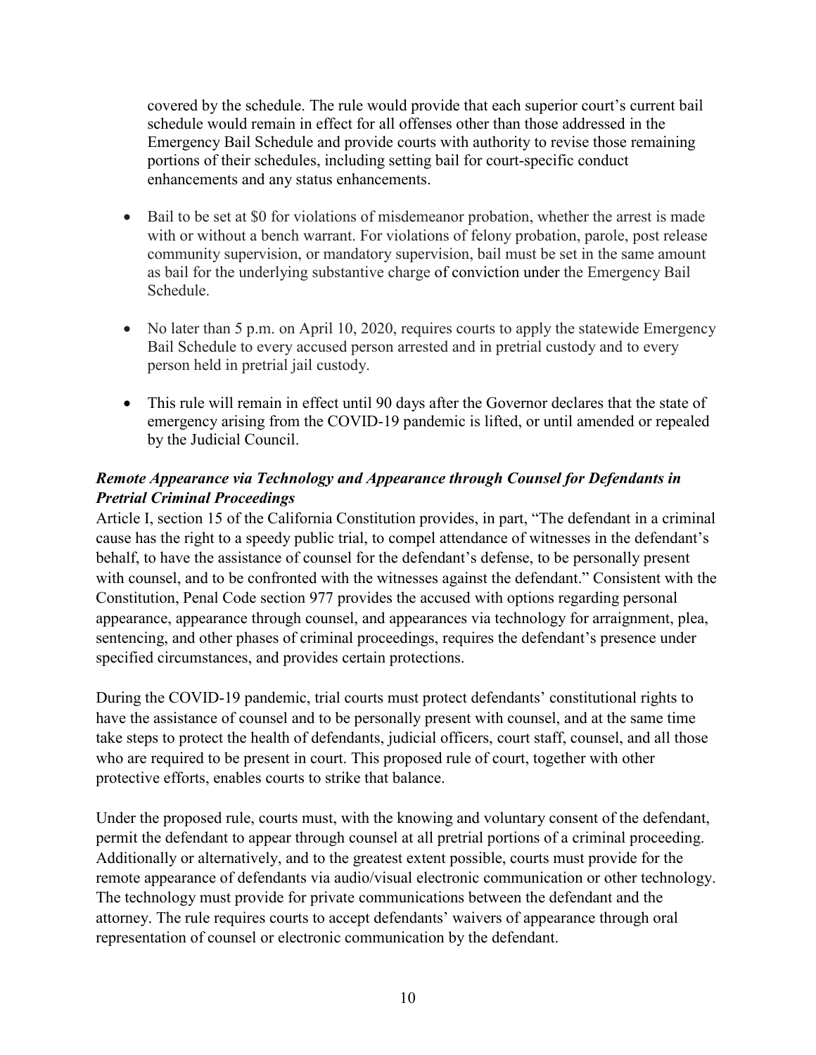covered by the schedule. The rule would provide that each superior court's current bail schedule would remain in effect for all offenses other than those addressed in the Emergency Bail Schedule and provide courts with authority to revise those remaining portions of their schedules, including setting bail for court-specific conduct enhancements and any status enhancements.

- Bail to be set at $0 for violations of misdemeanor probation, whether the arrest is made with or without a bench warrant. For violations of felony probation, parole, post release community supervision, or mandatory supervision, bail must be set in the same amount as bail for the underlying substantive charge of conviction under the Emergency Bail Schedule.
- No later than 5 p.m. on April 10, 2020, requires courts to apply the statewide Emergency Bail Schedule to every accused person arrested and in pretrial custody and to every person held in pretrial jail custody.
- This rule will remain in effect until 90 days after the Governor declares that the state of emergency arising from the COVID-19 pandemic is lifted, or until amended or repealed by the Judicial Council.

***Remote Appearance via Technology and Appearance through Counsel for Defendants in Pretrial Criminal Proceedings***

Article I, section 15 of the California Constitution provides, in part, "The defendant in a criminal cause has the right to a speedy public trial, to compel attendance of witnesses in the defendant's behalf, to have the assistance of counsel for the defendant's defense, to be personally present with counsel, and to be confronted with the witnesses against the defendant." Consistent with the Constitution, Penal Code section 977 provides the accused with options regarding personal appearance, appearance through counsel, and appearances via technology for arraignment, plea, sentencing, and other phases of criminal proceedings, requires the defendant's presence under specified circumstances, and provides certain protections.

During the COVID-19 pandemic, trial courts must protect defendants' constitutional rights to have the assistance of counsel and to be personally present with counsel, and at the same time take steps to protect the health of defendants, judicial officers, court staff, counsel, and all those who are required to be present in court. This proposed rule of court, together with other protective efforts, enables courts to strike that balance.

Under the proposed rule, courts must, with the knowing and voluntary consent of the defendant, permit the defendant to appear through counsel at all pretrial portions of a criminal proceeding. Additionally or alternatively, and to the greatest extent possible, courts must provide for the remote appearance of defendants via audio/visual electronic communication or other technology. The technology must provide for private communications between the defendant and the attorney. The rule requires courts to accept defendants' waivers of appearance through oral representation of counsel or electronic communication by the defendant.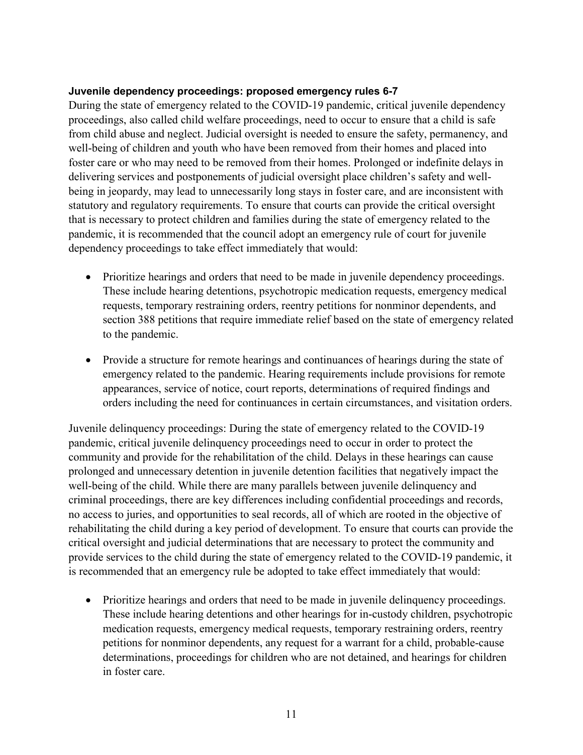**Juvenile dependency proceedings: proposed emergency rules 6-7**

During the state of emergency related to the COVID-19 pandemic, critical juvenile dependency proceedings, also called child welfare proceedings, need to occur to ensure that a child is safe from child abuse and neglect. Judicial oversight is needed to ensure the safety, permanency, and well-being of children and youth who have been removed from their homes and placed into foster care or who may need to be removed from their homes. Prolonged or indefinite delays in delivering services and postponements of judicial oversight place children's safety and well-being in jeopardy, may lead to unnecessarily long stays in foster care, and are inconsistent with statutory and regulatory requirements. To ensure that courts can provide the critical oversight that is necessary to protect children and families during the state of emergency related to the pandemic, it is recommended that the council adopt an emergency rule of court for juvenile dependency proceedings to take effect immediately that would:

- Prioritize hearings and orders that need to be made in juvenile dependency proceedings. These include hearing detentions, psychotropic medication requests, emergency medical requests, temporary restraining orders, reentry petitions for nonminor dependents, and section 388 petitions that require immediate relief based on the state of emergency related to the pandemic.
- Provide a structure for remote hearings and continuances of hearings during the state of emergency related to the pandemic. Hearing requirements include provisions for remote appearances, service of notice, court reports, determinations of required findings and orders including the need for continuances in certain circumstances, and visitation orders.

Juvenile delinquency proceedings: During the state of emergency related to the COVID-19 pandemic, critical juvenile delinquency proceedings need to occur in order to protect the community and provide for the rehabilitation of the child. Delays in these hearings can cause prolonged and unnecessary detention in juvenile detention facilities that negatively impact the well-being of the child. While there are many parallels between juvenile delinquency and criminal proceedings, there are key differences including confidential proceedings and records, no access to juries, and opportunities to seal records, all of which are rooted in the objective of rehabilitating the child during a key period of development. To ensure that courts can provide the critical oversight and judicial determinations that are necessary to protect the community and provide services to the child during the state of emergency related to the COVID-19 pandemic, it is recommended that an emergency rule be adopted to take effect immediately that would:

- Prioritize hearings and orders that need to be made in juvenile delinquency proceedings. These include hearing detentions and other hearings for in-custody children, psychotropic medication requests, emergency medical requests, temporary restraining orders, reentry petitions for nonminor dependents, any request for a warrant for a child, probable-cause determinations, proceedings for children who are not detained, and hearings for children in foster care.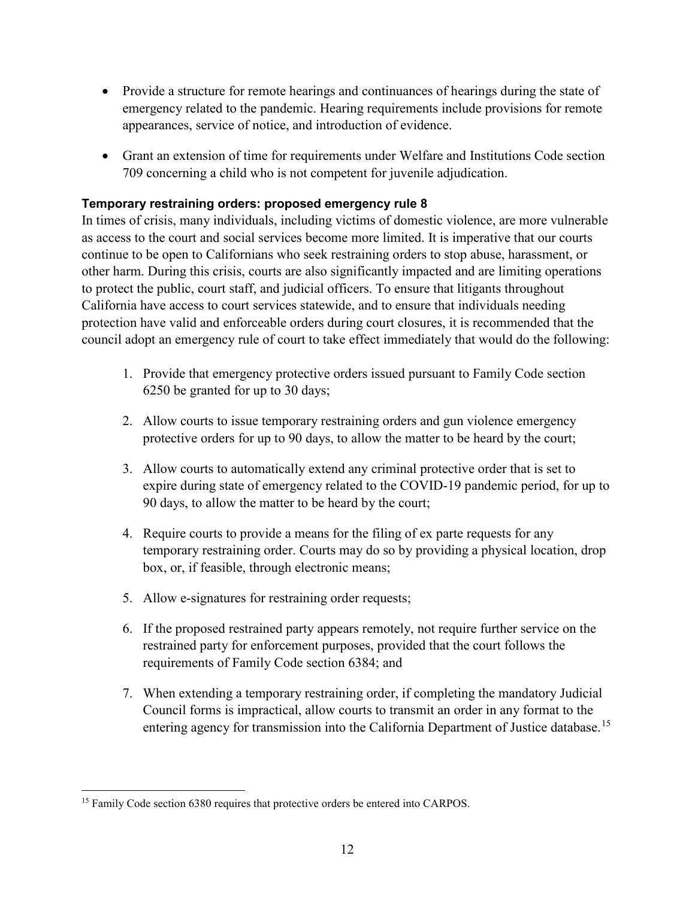- Provide a structure for remote hearings and continuances of hearings during the state of emergency related to the pandemic. Hearing requirements include provisions for remote appearances, service of notice, and introduction of evidence.
- Grant an extension of time for requirements under Welfare and Institutions Code section 709 concerning a child who is not competent for juvenile adjudication.

### Temporary restraining orders: proposed emergency rule 8

In times of crisis, many individuals, including victims of domestic violence, are more vulnerable as access to the court and social services become more limited. It is imperative that our courts continue to be open to Californians who seek restraining orders to stop abuse, harassment, or other harm. During this crisis, courts are also significantly impacted and are limiting operations to protect the public, court staff, and judicial officers. To ensure that litigants throughout California have access to court services statewide, and to ensure that individuals needing protection have valid and enforceable orders during court closures, it is recommended that the council adopt an emergency rule of court to take effect immediately that would do the following:

1. Provide that emergency protective orders issued pursuant to Family Code section 6250 be granted for up to 30 days;
2. Allow courts to issue temporary restraining orders and gun violence emergency protective orders for up to 90 days, to allow the matter to be heard by the court;
3. Allow courts to automatically extend any criminal protective order that is set to expire during state of emergency related to the COVID-19 pandemic period, for up to 90 days, to allow the matter to be heard by the court;
4. Require courts to provide a means for the filing of ex parte requests for any temporary restraining order. Courts may do so by providing a physical location, drop box, or, if feasible, through electronic means;
5. Allow e-signatures for restraining order requests;
6. If the proposed restrained party appears remotely, not require further service on the restrained party for enforcement purposes, provided that the court follows the requirements of Family Code section 6384; and
7. When extending a temporary restraining order, if completing the mandatory Judicial Council forms is impractical, allow courts to transmit an order in any format to the entering agency for transmission into the California Department of Justice database.[15]

[15] Family Code section 6380 requires that protective orders be entered into CARPOS.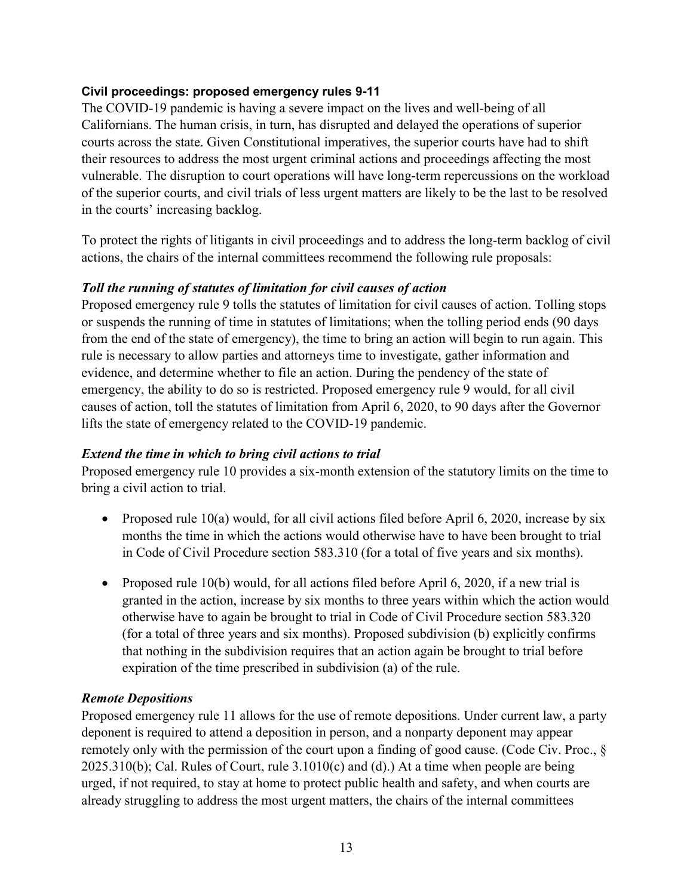**Civil proceedings: proposed emergency rules 9-11**

The COVID-19 pandemic is having a severe impact on the lives and well-being of all Californians. The human crisis, in turn, has disrupted and delayed the operations of superior courts across the state. Given Constitutional imperatives, the superior courts have had to shift their resources to address the most urgent criminal actions and proceedings affecting the most vulnerable. The disruption to court operations will have long-term repercussions on the workload of the superior courts, and civil trials of less urgent matters are likely to be the last to be resolved in the courts' increasing backlog.

To protect the rights of litigants in civil proceedings and to address the long-term backlog of civil actions, the chairs of the internal committees recommend the following rule proposals:

***Toll the running of statutes of limitation for civil causes of action***

Proposed emergency rule 9 tolls the statutes of limitation for civil causes of action. Tolling stops or suspends the running of time in statutes of limitations; when the tolling period ends (90 days from the end of the state of emergency), the time to bring an action will begin to run again. This rule is necessary to allow parties and attorneys time to investigate, gather information and evidence, and determine whether to file an action. During the pendency of the state of emergency, the ability to do so is restricted. Proposed emergency rule 9 would, for all civil causes of action, toll the statutes of limitation from April 6, 2020, to 90 days after the Governor lifts the state of emergency related to the COVID-19 pandemic.

***Extend the time in which to bring civil actions to trial***

Proposed emergency rule 10 provides a six-month extension of the statutory limits on the time to bring a civil action to trial.

- Proposed rule 10(a) would, for all civil actions filed before April 6, 2020, increase by six months the time in which the actions would otherwise have to have been brought to trial in Code of Civil Procedure section 583.310 (for a total of five years and six months).

- Proposed rule 10(b) would, for all actions filed before April 6, 2020, if a new trial is granted in the action, increase by six months to three years within which the action would otherwise have to again be brought to trial in Code of Civil Procedure section 583.320 (for a total of three years and six months). Proposed subdivision (b) explicitly confirms that nothing in the subdivision requires that an action again be brought to trial before expiration of the time prescribed in subdivision (a) of the rule.

***Remote Depositions***

Proposed emergency rule 11 allows for the use of remote depositions. Under current law, a party deponent is required to attend a deposition in person, and a nonparty deponent may appear remotely only with the permission of the court upon a finding of good cause. (Code Civ. Proc., § 2025.310(b); Cal. Rules of Court, rule 3.1010(c) and (d).) At a time when people are being urged, if not required, to stay at home to protect public health and safety, and when courts are already struggling to address the most urgent matters, the chairs of the internal committees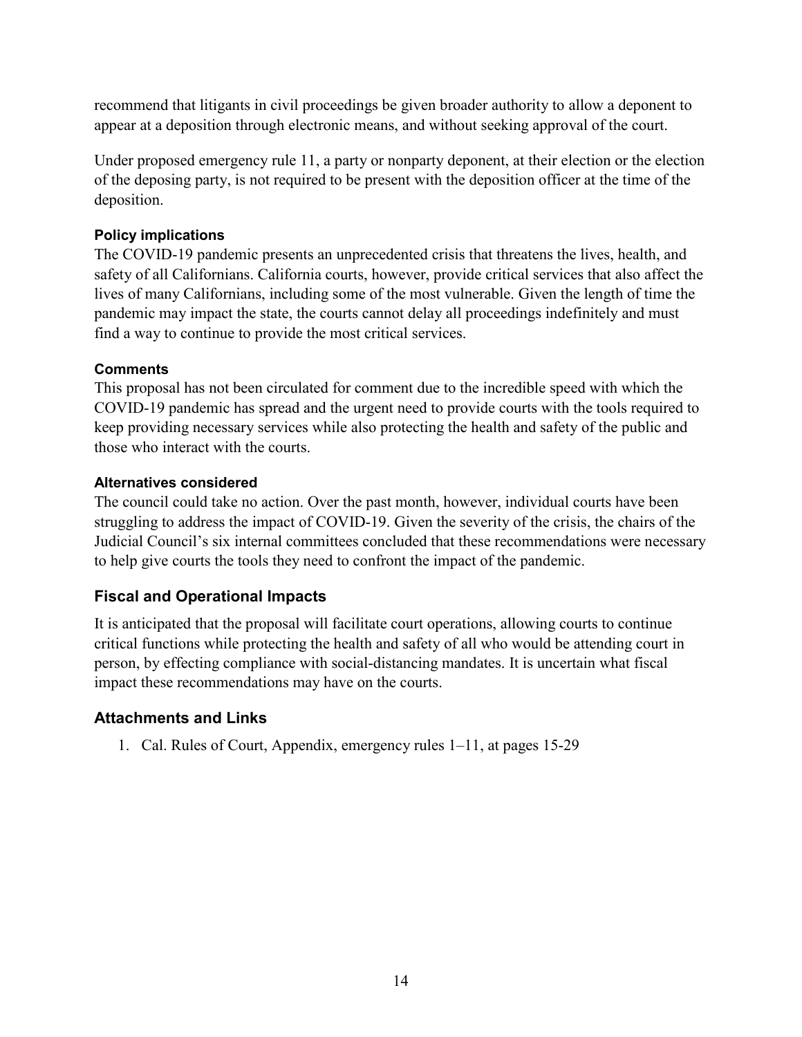recommend that litigants in civil proceedings be given broader authority to allow a deponent to appear at a deposition through electronic means, and without seeking approval of the court.

Under proposed emergency rule 11, a party or nonparty deponent, at their election or the election of the deposing party, is not required to be present with the deposition officer at the time of the deposition.

#### Policy implications

The COVID-19 pandemic presents an unprecedented crisis that threatens the lives, health, and safety of all Californians. California courts, however, provide critical services that also affect the lives of many Californians, including some of the most vulnerable. Given the length of time the pandemic may impact the state, the courts cannot delay all proceedings indefinitely and must find a way to continue to provide the most critical services.

#### Comments

This proposal has not been circulated for comment due to the incredible speed with which the COVID-19 pandemic has spread and the urgent need to provide courts with the tools required to keep providing necessary services while also protecting the health and safety of the public and those who interact with the courts.

#### Alternatives considered

The council could take no action. Over the past month, however, individual courts have been struggling to address the impact of COVID-19. Given the severity of the crisis, the chairs of the Judicial Council's six internal committees concluded that these recommendations were necessary to help give courts the tools they need to confront the impact of the pandemic.

## Fiscal and Operational Impacts

It is anticipated that the proposal will facilitate court operations, allowing courts to continue critical functions while protecting the health and safety of all who would be attending court in person, by effecting compliance with social-distancing mandates. It is uncertain what fiscal impact these recommendations may have on the courts.

## Attachments and Links

1. Cal. Rules of Court, Appendix, emergency rules 1–11, at pages 15-29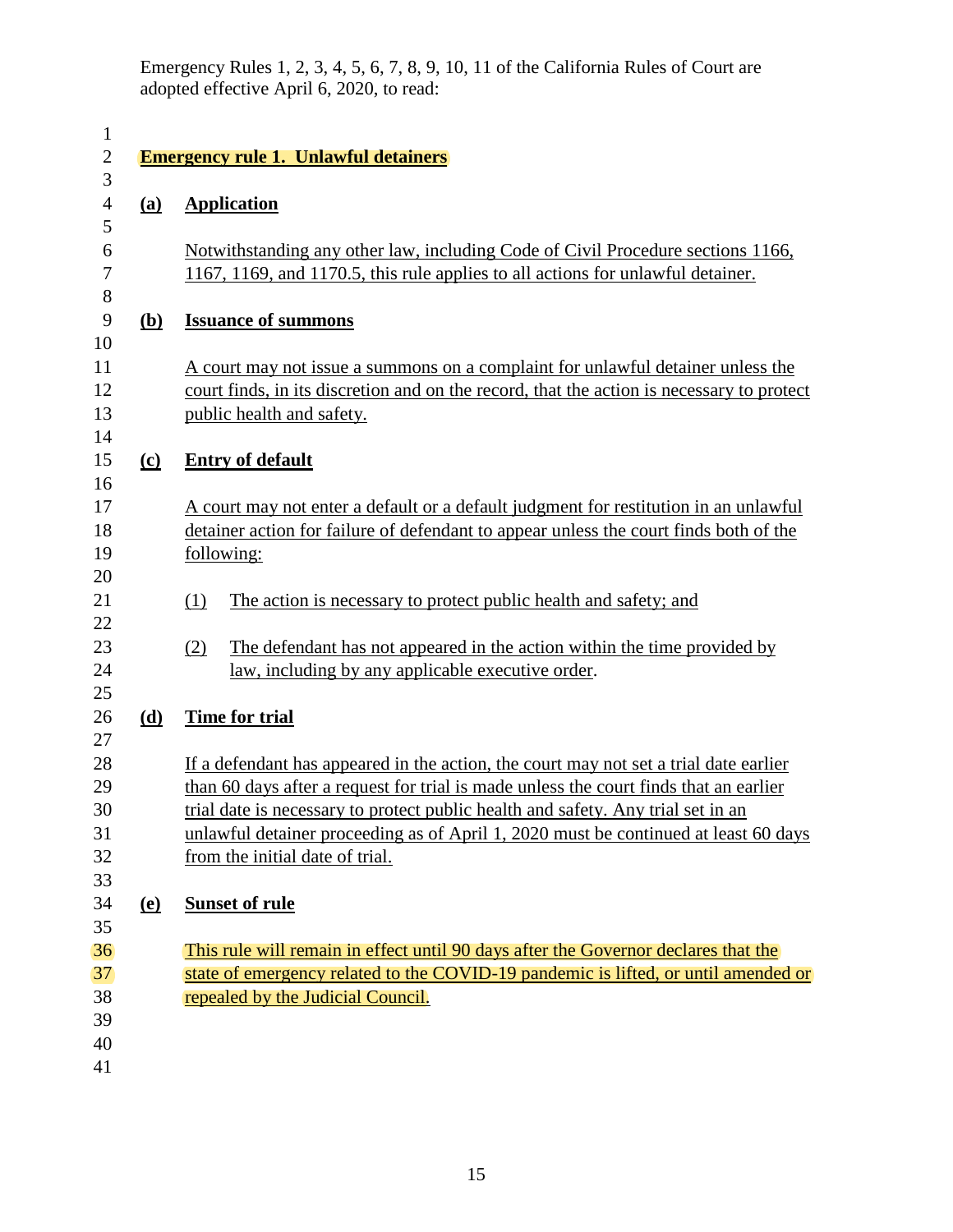Emergency Rules 1, 2, 3, 4, 5, 6, 7, 8, 9, 10, 11 of the California Rules of Court are adopted effective April 6, 2020, to read:

## Emergency rule 1. Unlawful detainers

**(a) Application**

Notwithstanding any other law, including Code of Civil Procedure sections 1166, 1167, 1169, and 1170.5, this rule applies to all actions for unlawful detainer.

**(b) Issuance of summons**

A court may not issue a summons on a complaint for unlawful detainer unless the court finds, in its discretion and on the record, that the action is necessary to protect public health and safety.

**(c) Entry of default**

A court may not enter a default or a default judgment for restitution in an unlawful detainer action for failure of defendant to appear unless the court finds both of the following:

(1) The action is necessary to protect public health and safety; and

(2) The defendant has not appeared in the action within the time provided by law, including by any applicable executive order.

**(d) Time for trial**

If a defendant has appeared in the action, the court may not set a trial date earlier than 60 days after a request for trial is made unless the court finds that an earlier trial date is necessary to protect public health and safety. Any trial set in an unlawful detainer proceeding as of April 1, 2020 must be continued at least 60 days from the initial date of trial.

**(e) Sunset of rule**

This rule will remain in effect until 90 days after the Governor declares that the state of emergency related to the COVID-19 pandemic is lifted, or until amended or repealed by the Judicial Council.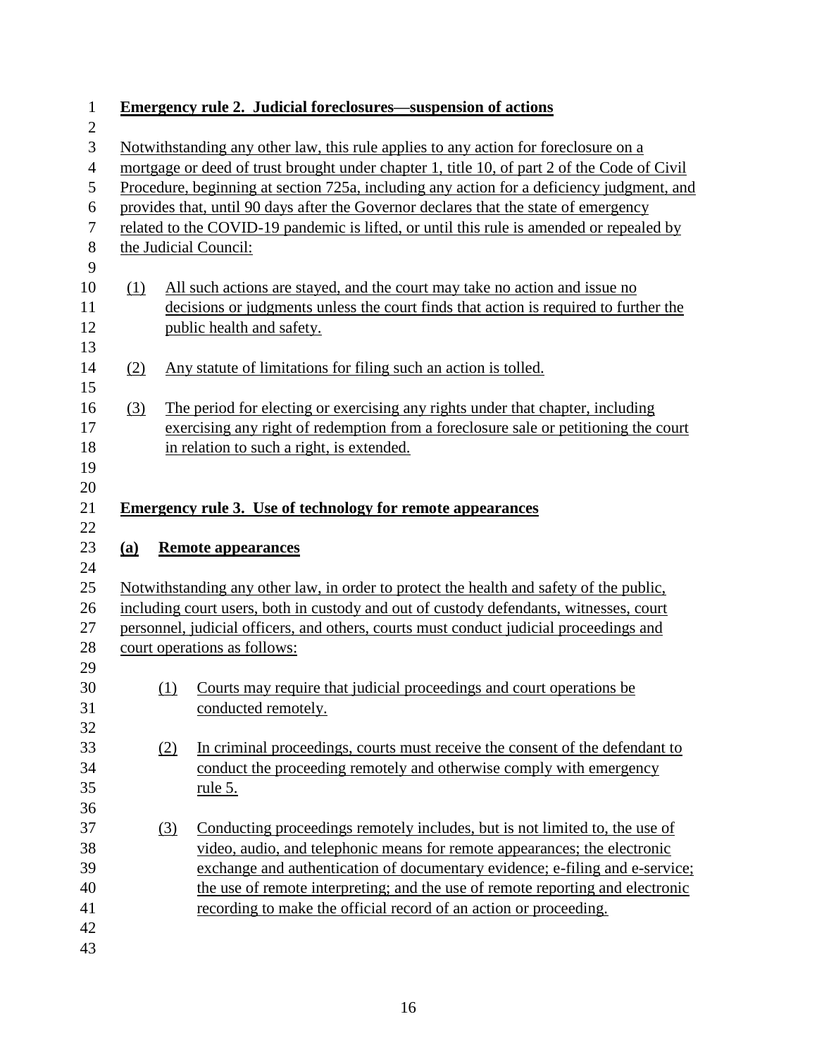**Emergency rule 2. Judicial foreclosures—suspension of actions**

Notwithstanding any other law, this rule applies to any action for foreclosure on a mortgage or deed of trust brought under chapter 1, title 10, of part 2 of the Code of Civil Procedure, beginning at section 725a, including any action for a deficiency judgment, and provides that, until 90 days after the Governor declares that the state of emergency related to the COVID-19 pandemic is lifted, or until this rule is amended or repealed by the Judicial Council:

(1) All such actions are stayed, and the court may take no action and issue no decisions or judgments unless the court finds that action is required to further the public health and safety.

(2) Any statute of limitations for filing such an action is tolled.

(3) The period for electing or exercising any rights under that chapter, including exercising any right of redemption from a foreclosure sale or petitioning the court in relation to such a right, is extended.

**Emergency rule 3. Use of technology for remote appearances**

**(a) Remote appearances**

Notwithstanding any other law, in order to protect the health and safety of the public, including court users, both in custody and out of custody defendants, witnesses, court personnel, judicial officers, and others, courts must conduct judicial proceedings and court operations as follows:

(1) Courts may require that judicial proceedings and court operations be conducted remotely.

(2) In criminal proceedings, courts must receive the consent of the defendant to conduct the proceeding remotely and otherwise comply with emergency rule 5.

(3) Conducting proceedings remotely includes, but is not limited to, the use of video, audio, and telephonic means for remote appearances; the electronic exchange and authentication of documentary evidence; e-filing and e-service; the use of remote interpreting; and the use of remote reporting and electronic recording to make the official record of an action or proceeding.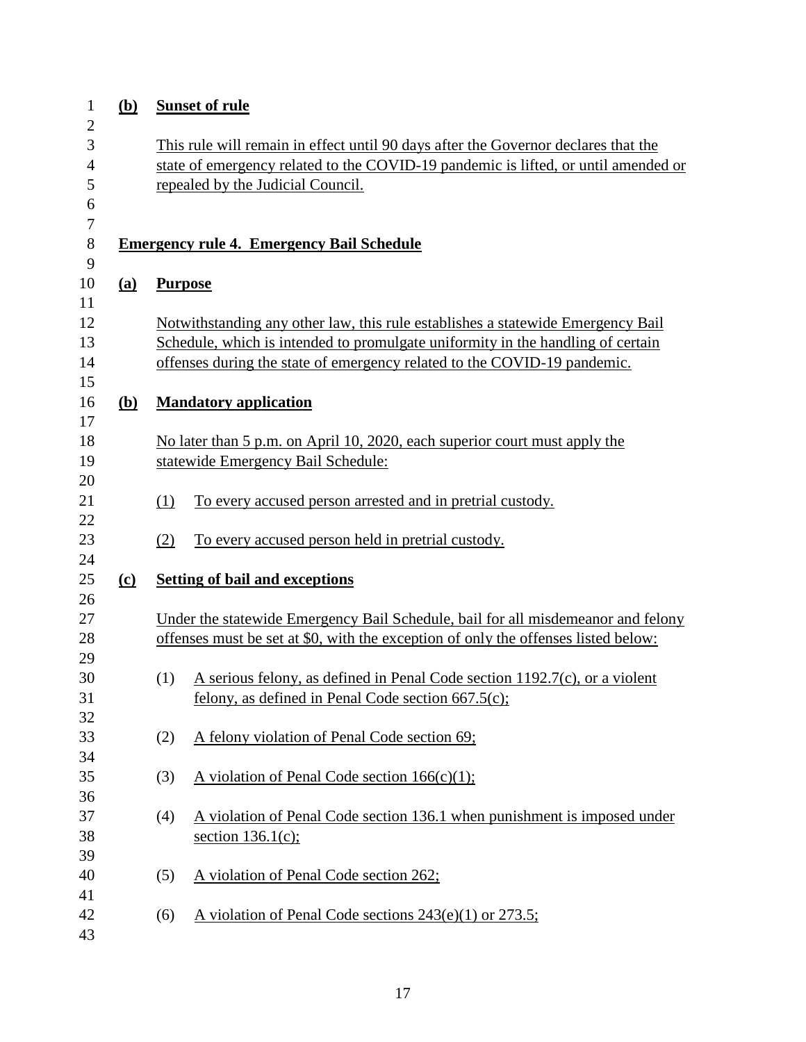**(b) Sunset of rule**

This rule will remain in effect until 90 days after the Governor declares that the state of emergency related to the COVID-19 pandemic is lifted, or until amended or repealed by the Judicial Council.

## Emergency rule 4. Emergency Bail Schedule

**(a) Purpose**

Notwithstanding any other law, this rule establishes a statewide Emergency Bail Schedule, which is intended to promulgate uniformity in the handling of certain offenses during the state of emergency related to the COVID-19 pandemic.

**(b) Mandatory application**

No later than 5 p.m. on April 10, 2020, each superior court must apply the statewide Emergency Bail Schedule:

(1) To every accused person arrested and in pretrial custody.

(2) To every accused person held in pretrial custody.

**(c) Setting of bail and exceptions**

Under the statewide Emergency Bail Schedule, bail for all misdemeanor and felony offenses must be set at $0, with the exception of only the offenses listed below:

(1) A serious felony, as defined in Penal Code section 1192.7(c), or a violent felony, as defined in Penal Code section 667.5(c);

(2) A felony violation of Penal Code section 69;

(3) A violation of Penal Code section 166(c)(1);

(4) A violation of Penal Code section 136.1 when punishment is imposed under section 136.1(c);

(5) A violation of Penal Code section 262;

(6) A violation of Penal Code sections 243(e)(1) or 273.5;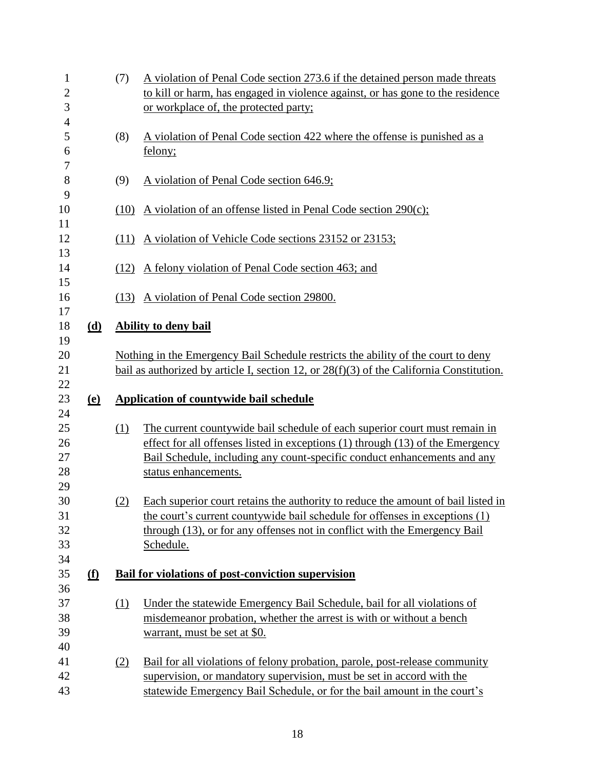(7) A violation of Penal Code section 273.6 if the detained person made threats to kill or harm, has engaged in violence against, or has gone to the residence or workplace of, the protected party;

(8) A violation of Penal Code section 422 where the offense is punished as a felony;

(9) A violation of Penal Code section 646.9;

(10) A violation of an offense listed in Penal Code section 290(c);

(11) A violation of Vehicle Code sections 23152 or 23153;

(12) A felony violation of Penal Code section 463; and

(13) A violation of Penal Code section 29800.

**(d) Ability to deny bail**

Nothing in the Emergency Bail Schedule restricts the ability of the court to deny bail as authorized by article I, section 12, or 28(f)(3) of the California Constitution.

**(e) Application of countywide bail schedule**

(1) The current countywide bail schedule of each superior court must remain in effect for all offenses listed in exceptions (1) through (13) of the Emergency Bail Schedule, including any count-specific conduct enhancements and any status enhancements.

(2) Each superior court retains the authority to reduce the amount of bail listed in the court's current countywide bail schedule for offenses in exceptions (1) through (13), or for any offenses not in conflict with the Emergency Bail Schedule.

**(f) Bail for violations of post-conviction supervision**

(1) Under the statewide Emergency Bail Schedule, bail for all violations of misdemeanor probation, whether the arrest is with or without a bench warrant, must be set at $0.

(2) Bail for all violations of felony probation, parole, post-release community supervision, or mandatory supervision, must be set in accord with the statewide Emergency Bail Schedule, or for the bail amount in the court's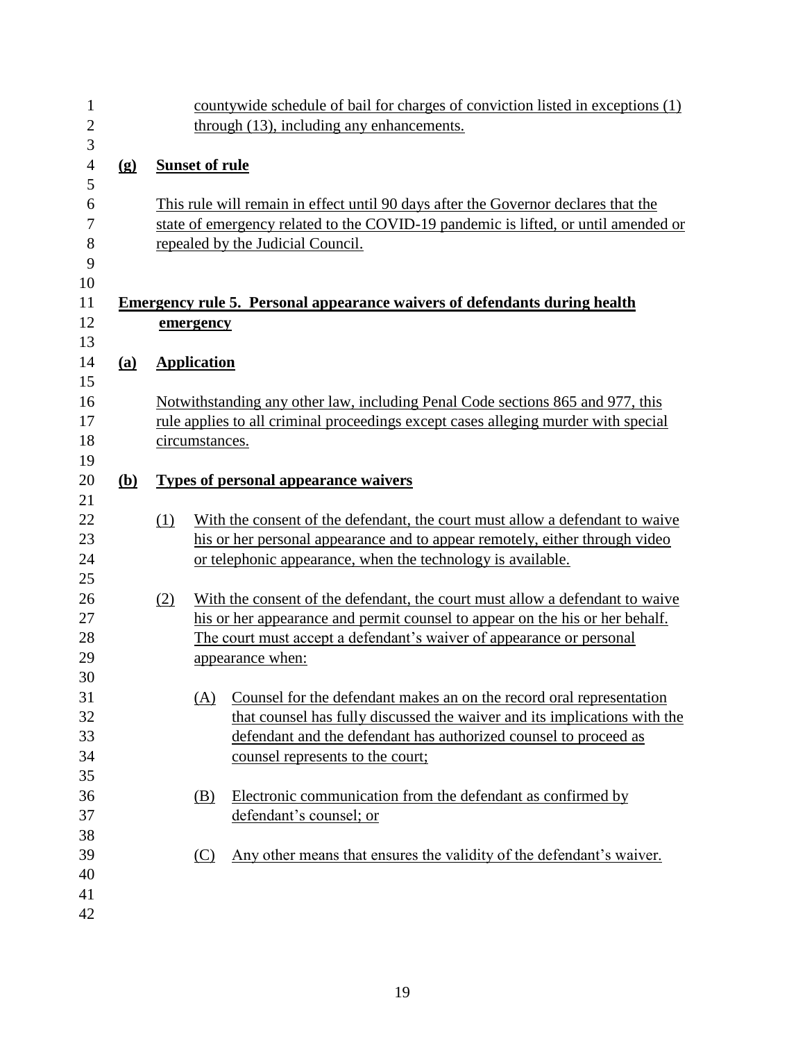countywide schedule of bail for charges of conviction listed in exceptions (1) through (13), including any enhancements.

**(g) Sunset of rule**

This rule will remain in effect until 90 days after the Governor declares that the state of emergency related to the COVID-19 pandemic is lifted, or until amended or repealed by the Judicial Council.

## Emergency rule 5. Personal appearance waivers of defendants during health emergency

**(a) Application**

Notwithstanding any other law, including Penal Code sections 865 and 977, this rule applies to all criminal proceedings except cases alleging murder with special circumstances.

**(b) Types of personal appearance waivers**

(1) With the consent of the defendant, the court must allow a defendant to waive his or her personal appearance and to appear remotely, either through video or telephonic appearance, when the technology is available.

(2) With the consent of the defendant, the court must allow a defendant to waive his or her appearance and permit counsel to appear on the his or her behalf. The court must accept a defendant's waiver of appearance or personal appearance when:

(A) Counsel for the defendant makes an on the record oral representation that counsel has fully discussed the waiver and its implications with the defendant and the defendant has authorized counsel to proceed as counsel represents to the court;

(B) Electronic communication from the defendant as confirmed by defendant's counsel; or

(C) Any other means that ensures the validity of the defendant's waiver.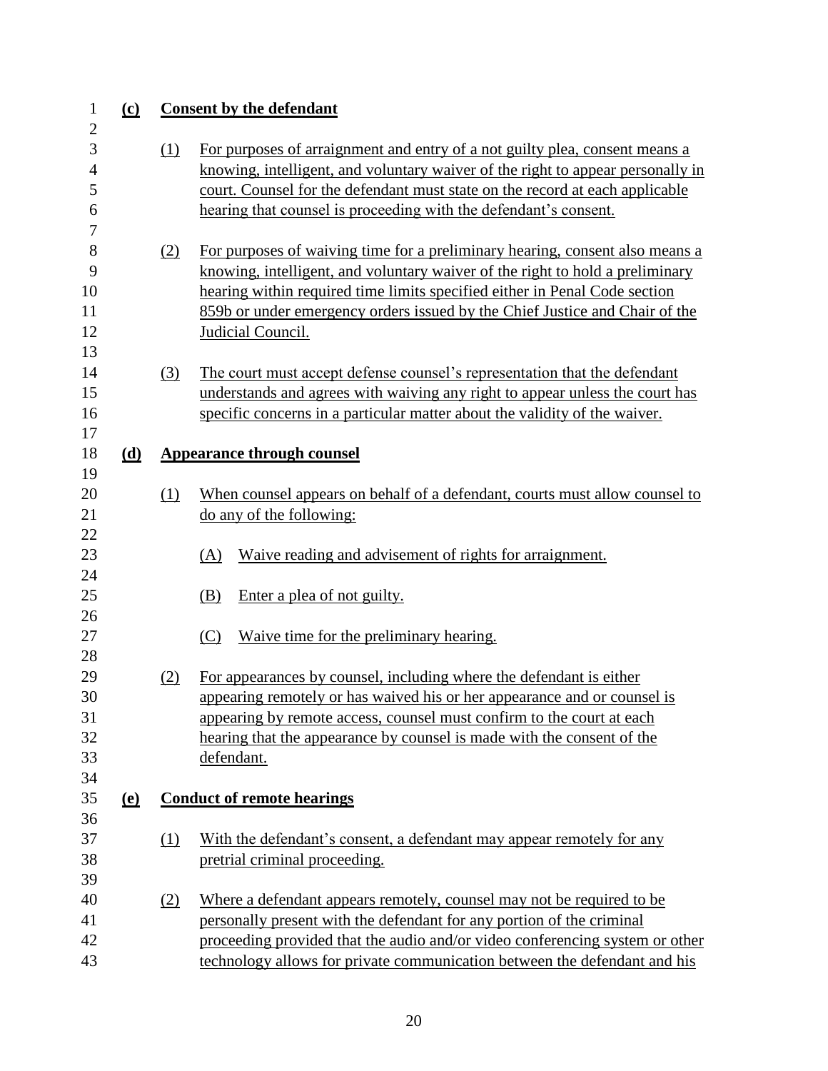**(c) Consent by the defendant**

(1) For purposes of arraignment and entry of a not guilty plea, consent means a knowing, intelligent, and voluntary waiver of the right to appear personally in court. Counsel for the defendant must state on the record at each applicable hearing that counsel is proceeding with the defendant's consent.

(2) For purposes of waiving time for a preliminary hearing, consent also means a knowing, intelligent, and voluntary waiver of the right to hold a preliminary hearing within required time limits specified either in Penal Code section 859b or under emergency orders issued by the Chief Justice and Chair of the Judicial Council.

(3) The court must accept defense counsel's representation that the defendant understands and agrees with waiving any right to appear unless the court has specific concerns in a particular matter about the validity of the waiver.

**(d) Appearance through counsel**

(1) When counsel appears on behalf of a defendant, courts must allow counsel to do any of the following:

(A) Waive reading and advisement of rights for arraignment.

(B) Enter a plea of not guilty.

(C) Waive time for the preliminary hearing.

(2) For appearances by counsel, including where the defendant is either appearing remotely or has waived his or her appearance and or counsel is appearing by remote access, counsel must confirm to the court at each hearing that the appearance by counsel is made with the consent of the defendant.

**(e) Conduct of remote hearings**

(1) With the defendant's consent, a defendant may appear remotely for any pretrial criminal proceeding.

(2) Where a defendant appears remotely, counsel may not be required to be personally present with the defendant for any portion of the criminal proceeding provided that the audio and/or video conferencing system or other technology allows for private communication between the defendant and his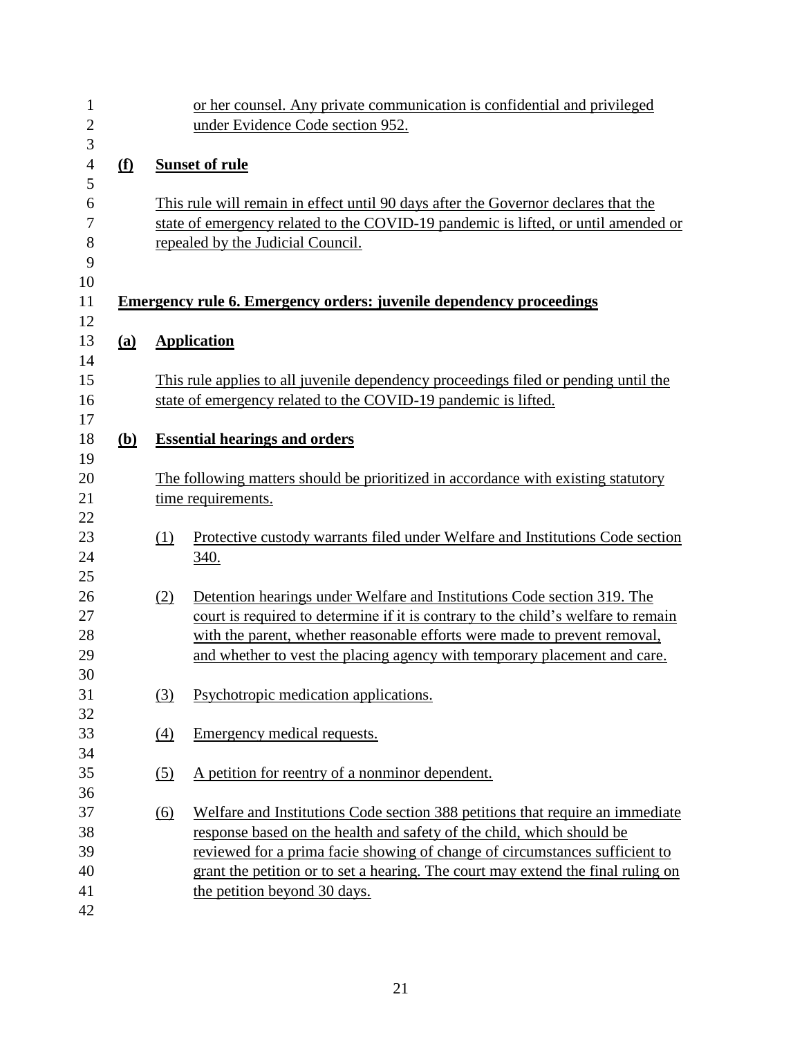or her counsel. Any private communication is confidential and privileged under Evidence Code section 952.

**(f) Sunset of rule**

This rule will remain in effect until 90 days after the Governor declares that the state of emergency related to the COVID-19 pandemic is lifted, or until amended or repealed by the Judicial Council.

## Emergency rule 6. Emergency orders: juvenile dependency proceedings

**(a) Application**

This rule applies to all juvenile dependency proceedings filed or pending until the state of emergency related to the COVID-19 pandemic is lifted.

**(b) Essential hearings and orders**

The following matters should be prioritized in accordance with existing statutory time requirements.

(1) Protective custody warrants filed under Welfare and Institutions Code section 340.

(2) Detention hearings under Welfare and Institutions Code section 319. The court is required to determine if it is contrary to the child's welfare to remain with the parent, whether reasonable efforts were made to prevent removal, and whether to vest the placing agency with temporary placement and care.

(3) Psychotropic medication applications.

(4) Emergency medical requests.

(5) A petition for reentry of a nonminor dependent.

(6) Welfare and Institutions Code section 388 petitions that require an immediate response based on the health and safety of the child, which should be reviewed for a prima facie showing of change of circumstances sufficient to grant the petition or to set a hearing. The court may extend the final ruling on the petition beyond 30 days.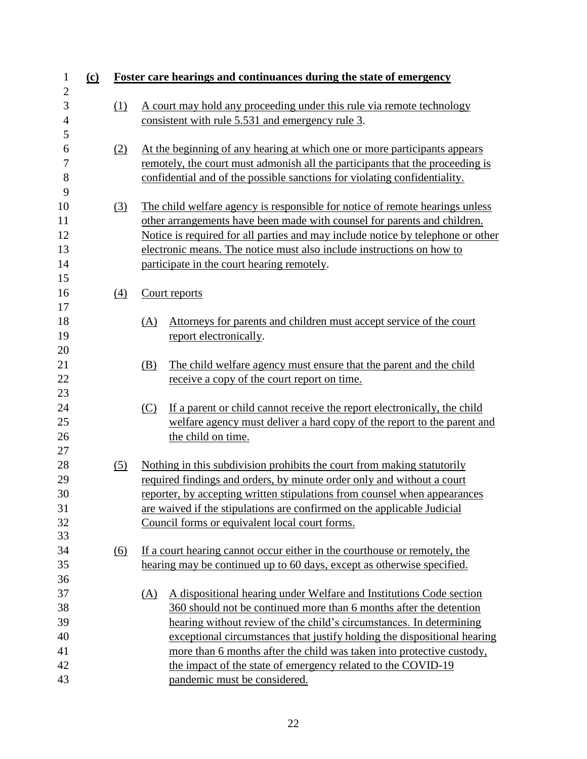**(c) Foster care hearings and continuances during the state of emergency**

(1) A court may hold any proceeding under this rule via remote technology consistent with rule 5.531 and emergency rule 3.

(2) At the beginning of any hearing at which one or more participants appears remotely, the court must admonish all the participants that the proceeding is confidential and of the possible sanctions for violating confidentiality.

(3) The child welfare agency is responsible for notice of remote hearings unless other arrangements have been made with counsel for parents and children. Notice is required for all parties and may include notice by telephone or other electronic means. The notice must also include instructions on how to participate in the court hearing remotely.

(4) Court reports

(A) Attorneys for parents and children must accept service of the court report electronically.

(B) The child welfare agency must ensure that the parent and the child receive a copy of the court report on time.

(C) If a parent or child cannot receive the report electronically, the child welfare agency must deliver a hard copy of the report to the parent and the child on time.

(5) Nothing in this subdivision prohibits the court from making statutorily required findings and orders, by minute order only and without a court reporter, by accepting written stipulations from counsel when appearances are waived if the stipulations are confirmed on the applicable Judicial Council forms or equivalent local court forms.

(6) If a court hearing cannot occur either in the courthouse or remotely, the hearing may be continued up to 60 days, except as otherwise specified.

(A) A dispositional hearing under Welfare and Institutions Code section 360 should not be continued more than 6 months after the detention hearing without review of the child's circumstances. In determining exceptional circumstances that justify holding the dispositional hearing more than 6 months after the child was taken into protective custody, the impact of the state of emergency related to the COVID-19 pandemic must be considered.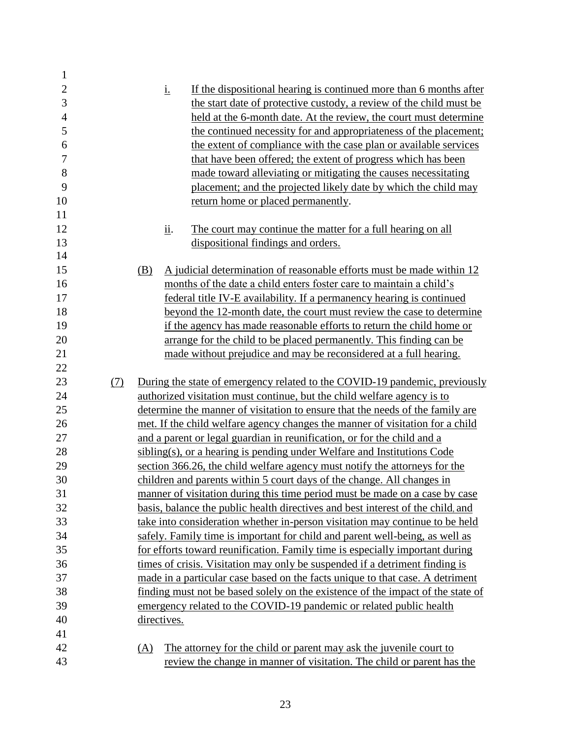i. If the dispositional hearing is continued more than 6 months after the start date of protective custody, a review of the child must be held at the 6-month date. At the review, the court must determine the continued necessity for and appropriateness of the placement; the extent of compliance with the case plan or available services that have been offered; the extent of progress which has been made toward alleviating or mitigating the causes necessitating placement; and the projected likely date by which the child may return home or placed permanently.

ii. The court may continue the matter for a full hearing on all dispositional findings and orders.

(B) A judicial determination of reasonable efforts must be made within 12 months of the date a child enters foster care to maintain a child's federal title IV-E availability. If a permanency hearing is continued beyond the 12-month date, the court must review the case to determine if the agency has made reasonable efforts to return the child home or arrange for the child to be placed permanently. This finding can be made without prejudice and may be reconsidered at a full hearing.

(7) During the state of emergency related to the COVID-19 pandemic, previously authorized visitation must continue, but the child welfare agency is to determine the manner of visitation to ensure that the needs of the family are met. If the child welfare agency changes the manner of visitation for a child and a parent or legal guardian in reunification, or for the child and a sibling(s), or a hearing is pending under Welfare and Institutions Code section 366.26, the child welfare agency must notify the attorneys for the children and parents within 5 court days of the change. All changes in manner of visitation during this time period must be made on a case by case basis, balance the public health directives and best interest of the child, and take into consideration whether in-person visitation may continue to be held safely. Family time is important for child and parent well-being, as well as for efforts toward reunification. Family time is especially important during times of crisis. Visitation may only be suspended if a detriment finding is made in a particular case based on the facts unique to that case. A detriment finding must not be based solely on the existence of the impact of the state of emergency related to the COVID-19 pandemic or related public health directives.

(A) The attorney for the child or parent may ask the juvenile court to review the change in manner of visitation. The child or parent has the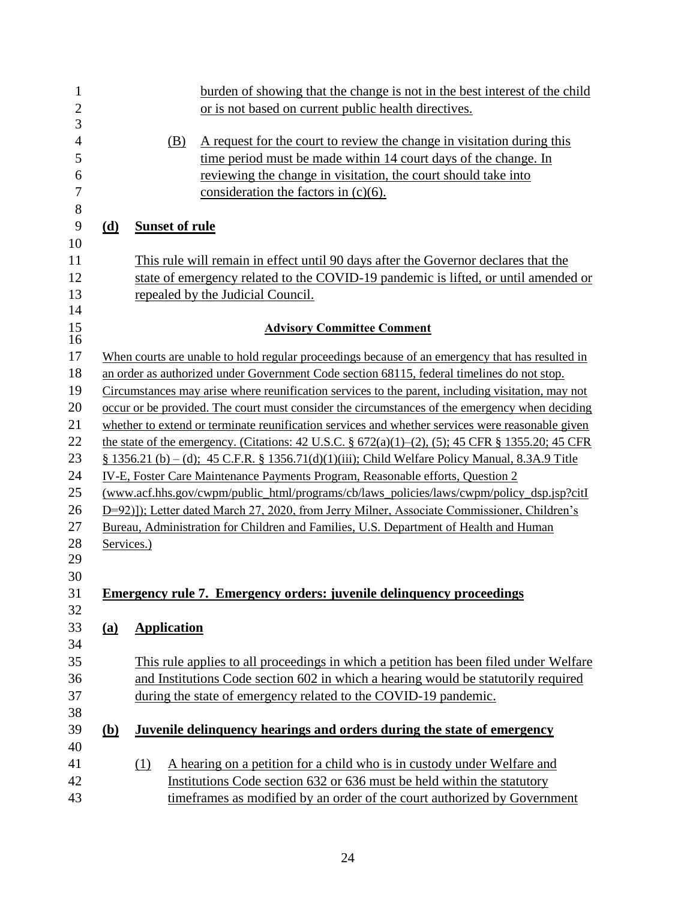burden of showing that the change is not in the best interest of the child or is not based on current public health directives.

(B) A request for the court to review the change in visitation during this time period must be made within 14 court days of the change. In reviewing the change in visitation, the court should take into consideration the factors in (c)(6).

**(d) Sunset of rule**

This rule will remain in effect until 90 days after the Governor declares that the state of emergency related to the COVID-19 pandemic is lifted, or until amended or repealed by the Judicial Council.

**Advisory Committee Comment**

When courts are unable to hold regular proceedings because of an emergency that has resulted in an order as authorized under Government Code section 68115, federal timelines do not stop. Circumstances may arise where reunification services to the parent, including visitation, may not occur or be provided. The court must consider the circumstances of the emergency when deciding whether to extend or terminate reunification services and whether services were reasonable given the state of the emergency. (Citations: 42 U.S.C. § 672(a)(1)–(2), (5); 45 CFR § 1355.20; 45 CFR § 1356.21 (b) – (d); 45 C.F.R. § 1356.71(d)(1)(iii); Child Welfare Policy Manual, 8.3A.9 Title IV-E, Foster Care Maintenance Payments Program, Reasonable efforts, Question 2 (www.acf.hhs.gov/cwpm/public_html/programs/cb/laws_policies/laws/cwpm/policy_dsp.jsp?citID=92)]); Letter dated March 27, 2020, from Jerry Milner, Associate Commissioner, Children's Bureau, Administration for Children and Families, U.S. Department of Health and Human Services.)

## Emergency rule 7. Emergency orders: juvenile delinquency proceedings

**(a) Application**

This rule applies to all proceedings in which a petition has been filed under Welfare and Institutions Code section 602 in which a hearing would be statutorily required during the state of emergency related to the COVID-19 pandemic.

**(b) Juvenile delinquency hearings and orders during the state of emergency**

(1) A hearing on a petition for a child who is in custody under Welfare and Institutions Code section 632 or 636 must be held within the statutory timeframes as modified by an order of the court authorized by Government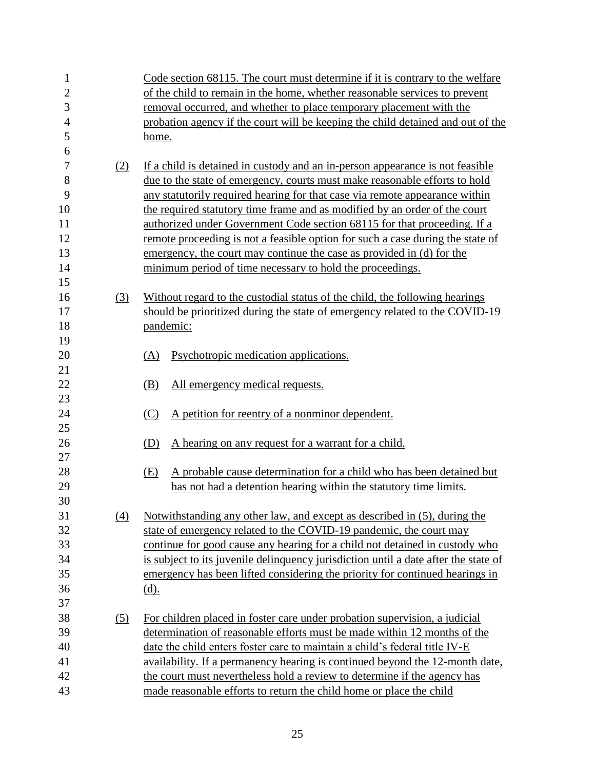Code section 68115. The court must determine if it is contrary to the welfare of the child to remain in the home, whether reasonable services to prevent removal occurred, and whether to place temporary placement with the probation agency if the court will be keeping the child detained and out of the home.

(2) If a child is detained in custody and an in-person appearance is not feasible due to the state of emergency, courts must make reasonable efforts to hold any statutorily required hearing for that case via remote appearance within the required statutory time frame and as modified by an order of the court authorized under Government Code section 68115 for that proceeding. If a remote proceeding is not a feasible option for such a case during the state of emergency, the court may continue the case as provided in (d) for the minimum period of time necessary to hold the proceedings.

(3) Without regard to the custodial status of the child, the following hearings should be prioritized during the state of emergency related to the COVID-19 pandemic:

(A) Psychotropic medication applications.

(B) All emergency medical requests.

(C) A petition for reentry of a nonminor dependent.

(D) A hearing on any request for a warrant for a child.

(E) A probable cause determination for a child who has been detained but has not had a detention hearing within the statutory time limits.

(4) Notwithstanding any other law, and except as described in (5), during the state of emergency related to the COVID-19 pandemic, the court may continue for good cause any hearing for a child not detained in custody who is subject to its juvenile delinquency jurisdiction until a date after the state of emergency has been lifted considering the priority for continued hearings in (d).

(5) For children placed in foster care under probation supervision, a judicial determination of reasonable efforts must be made within 12 months of the date the child enters foster care to maintain a child's federal title IV-E availability. If a permanency hearing is continued beyond the 12-month date, the court must nevertheless hold a review to determine if the agency has made reasonable efforts to return the child home or place the child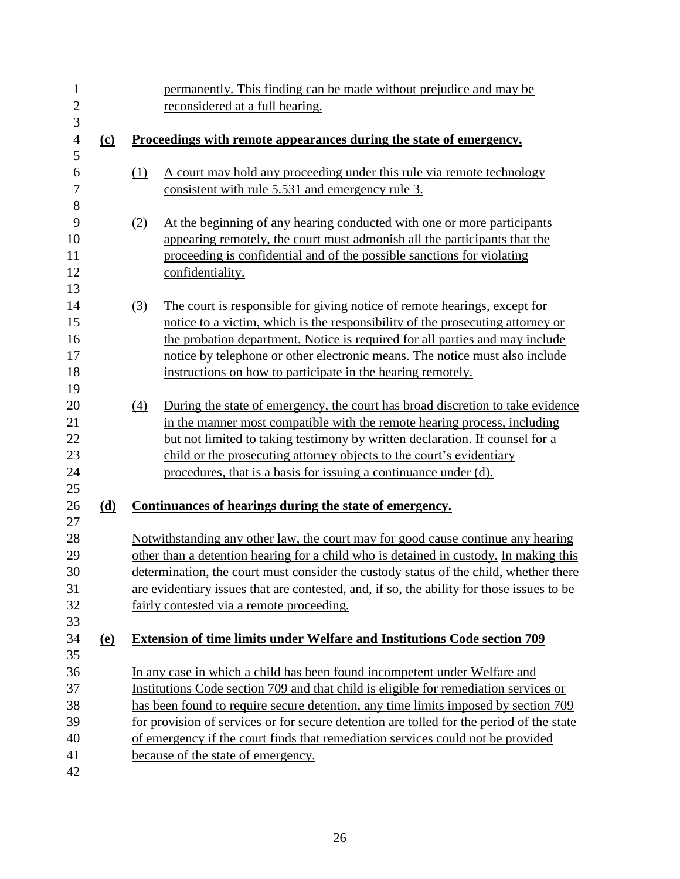permanently. This finding can be made without prejudice and may be reconsidered at a full hearing.

**(c) Proceedings with remote appearances during the state of emergency.**

(1) A court may hold any proceeding under this rule via remote technology consistent with rule 5.531 and emergency rule 3.

(2) At the beginning of any hearing conducted with one or more participants appearing remotely, the court must admonish all the participants that the proceeding is confidential and of the possible sanctions for violating confidentiality.

(3) The court is responsible for giving notice of remote hearings, except for notice to a victim, which is the responsibility of the prosecuting attorney or the probation department. Notice is required for all parties and may include notice by telephone or other electronic means. The notice must also include instructions on how to participate in the hearing remotely.

(4) During the state of emergency, the court has broad discretion to take evidence in the manner most compatible with the remote hearing process, including but not limited to taking testimony by written declaration. If counsel for a child or the prosecuting attorney objects to the court's evidentiary procedures, that is a basis for issuing a continuance under (d).

**(d) Continuances of hearings during the state of emergency.**

Notwithstanding any other law, the court may for good cause continue any hearing other than a detention hearing for a child who is detained in custody. In making this determination, the court must consider the custody status of the child, whether there are evidentiary issues that are contested, and, if so, the ability for those issues to be fairly contested via a remote proceeding.

**(e) Extension of time limits under Welfare and Institutions Code section 709**

In any case in which a child has been found incompetent under Welfare and Institutions Code section 709 and that child is eligible for remediation services or has been found to require secure detention, any time limits imposed by section 709 for provision of services or for secure detention are tolled for the period of the state of emergency if the court finds that remediation services could not be provided because of the state of emergency.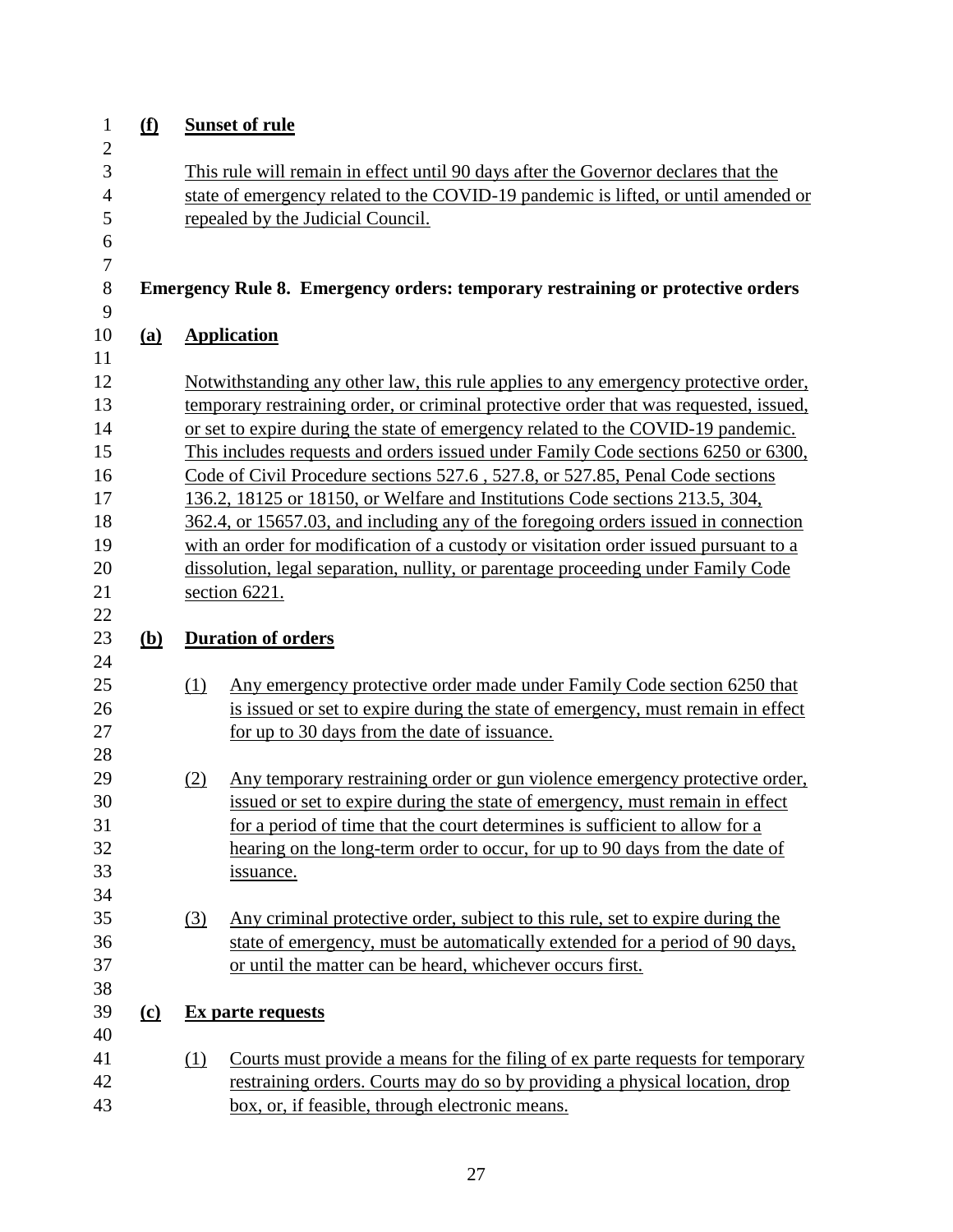**(f) Sunset of rule**

This rule will remain in effect until 90 days after the Governor declares that the state of emergency related to the COVID-19 pandemic is lifted, or until amended or repealed by the Judicial Council.

**Emergency Rule 8. Emergency orders: temporary restraining or protective orders**

**(a) Application**

Notwithstanding any other law, this rule applies to any emergency protective order, temporary restraining order, or criminal protective order that was requested, issued, or set to expire during the state of emergency related to the COVID-19 pandemic. This includes requests and orders issued under Family Code sections 6250 or 6300, Code of Civil Procedure sections 527.6 , 527.8, or 527.85, Penal Code sections 136.2, 18125 or 18150, or Welfare and Institutions Code sections 213.5, 304, 362.4, or 15657.03, and including any of the foregoing orders issued in connection with an order for modification of a custody or visitation order issued pursuant to a dissolution, legal separation, nullity, or parentage proceeding under Family Code section 6221.

**(b) Duration of orders**

(1) Any emergency protective order made under Family Code section 6250 that is issued or set to expire during the state of emergency, must remain in effect for up to 30 days from the date of issuance.

(2) Any temporary restraining order or gun violence emergency protective order, issued or set to expire during the state of emergency, must remain in effect for a period of time that the court determines is sufficient to allow for a hearing on the long-term order to occur, for up to 90 days from the date of issuance.

(3) Any criminal protective order, subject to this rule, set to expire during the state of emergency, must be automatically extended for a period of 90 days, or until the matter can be heard, whichever occurs first.

**(c) Ex parte requests**

(1) Courts must provide a means for the filing of ex parte requests for temporary restraining orders. Courts may do so by providing a physical location, drop box, or, if feasible, through electronic means.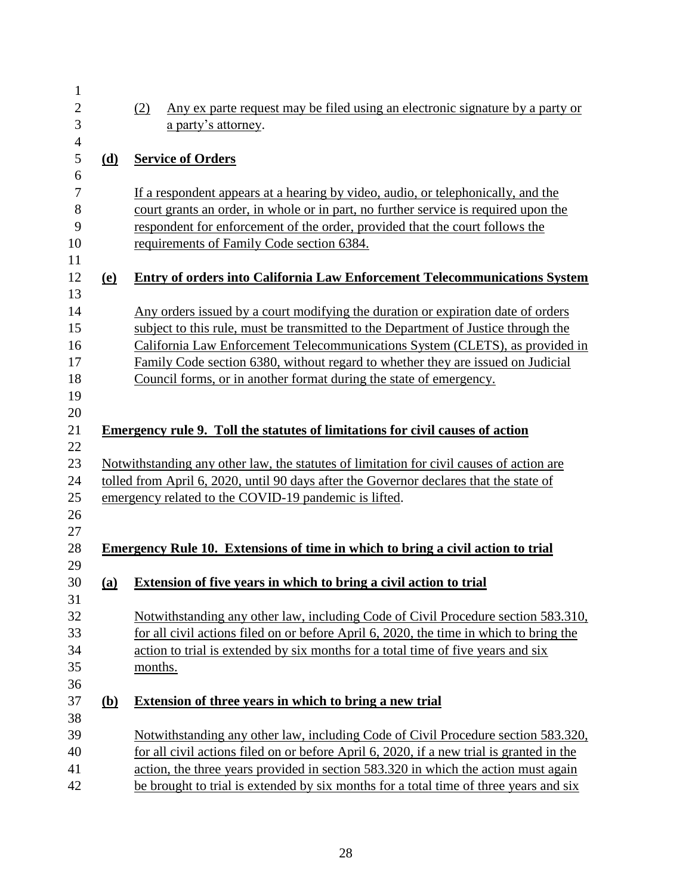(2) Any ex parte request may be filed using an electronic signature by a party or a party's attorney.

**(d) Service of Orders**

If a respondent appears at a hearing by video, audio, or telephonically, and the court grants an order, in whole or in part, no further service is required upon the respondent for enforcement of the order, provided that the court follows the requirements of Family Code section 6384.

**(e) Entry of orders into California Law Enforcement Telecommunications System**

Any orders issued by a court modifying the duration or expiration date of orders subject to this rule, must be transmitted to the Department of Justice through the California Law Enforcement Telecommunications System (CLETS), as provided in Family Code section 6380, without regard to whether they are issued on Judicial Council forms, or in another format during the state of emergency.

## Emergency rule 9. Toll the statutes of limitations for civil causes of action

Notwithstanding any other law, the statutes of limitation for civil causes of action are tolled from April 6, 2020, until 90 days after the Governor declares that the state of emergency related to the COVID-19 pandemic is lifted.

## Emergency Rule 10. Extensions of time in which to bring a civil action to trial

**(a) Extension of five years in which to bring a civil action to trial**

Notwithstanding any other law, including Code of Civil Procedure section 583.310, for all civil actions filed on or before April 6, 2020, the time in which to bring the action to trial is extended by six months for a total time of five years and six months.

**(b) Extension of three years in which to bring a new trial**

Notwithstanding any other law, including Code of Civil Procedure section 583.320, for all civil actions filed on or before April 6, 2020, if a new trial is granted in the action, the three years provided in section 583.320 in which the action must again be brought to trial is extended by six months for a total time of three years and six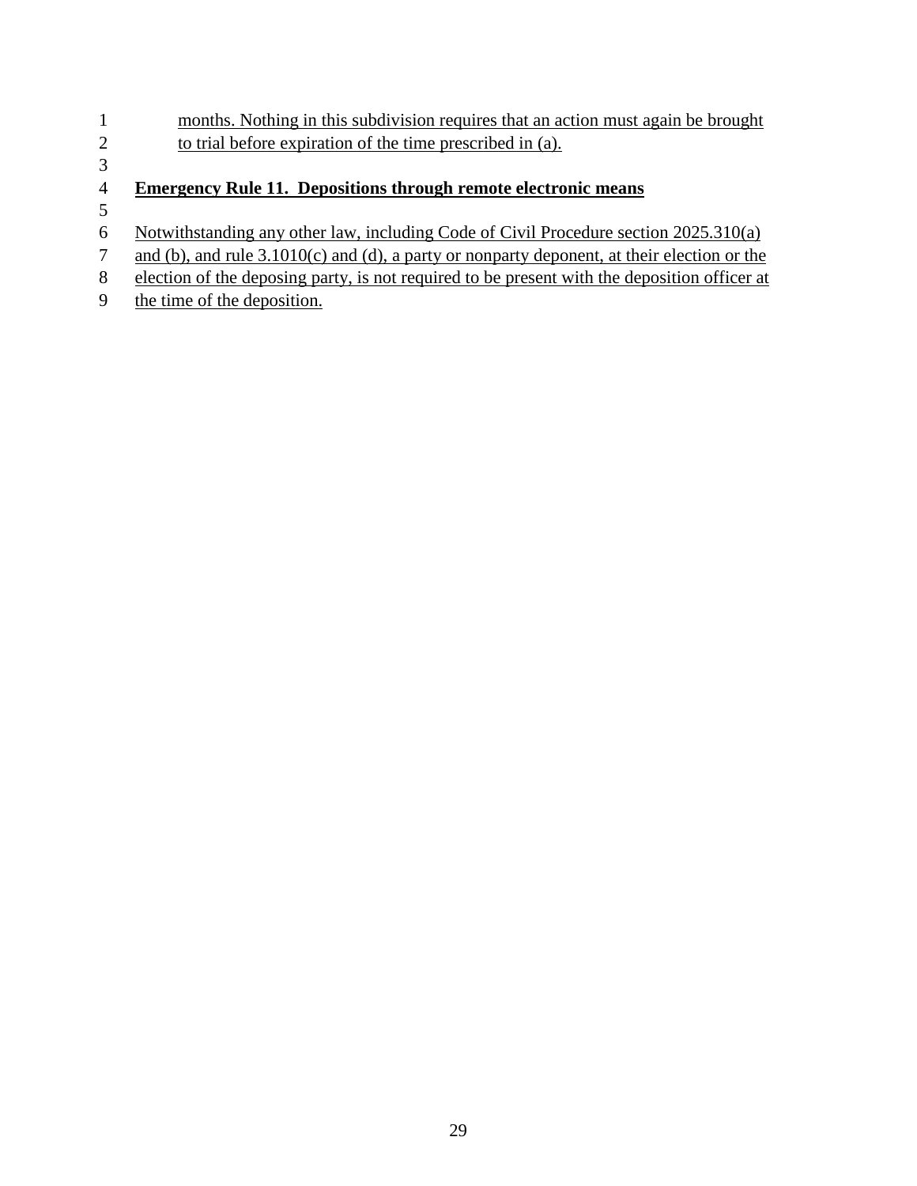months. Nothing in this subdivision requires that an action must again be brought to trial before expiration of the time prescribed in (a).

**Emergency Rule 11. Depositions through remote electronic means**

Notwithstanding any other law, including Code of Civil Procedure section 2025.310(a) and (b), and rule 3.1010(c) and (d), a party or nonparty deponent, at their election or the election of the deposing party, is not required to be present with the deposition officer at the time of the deposition.